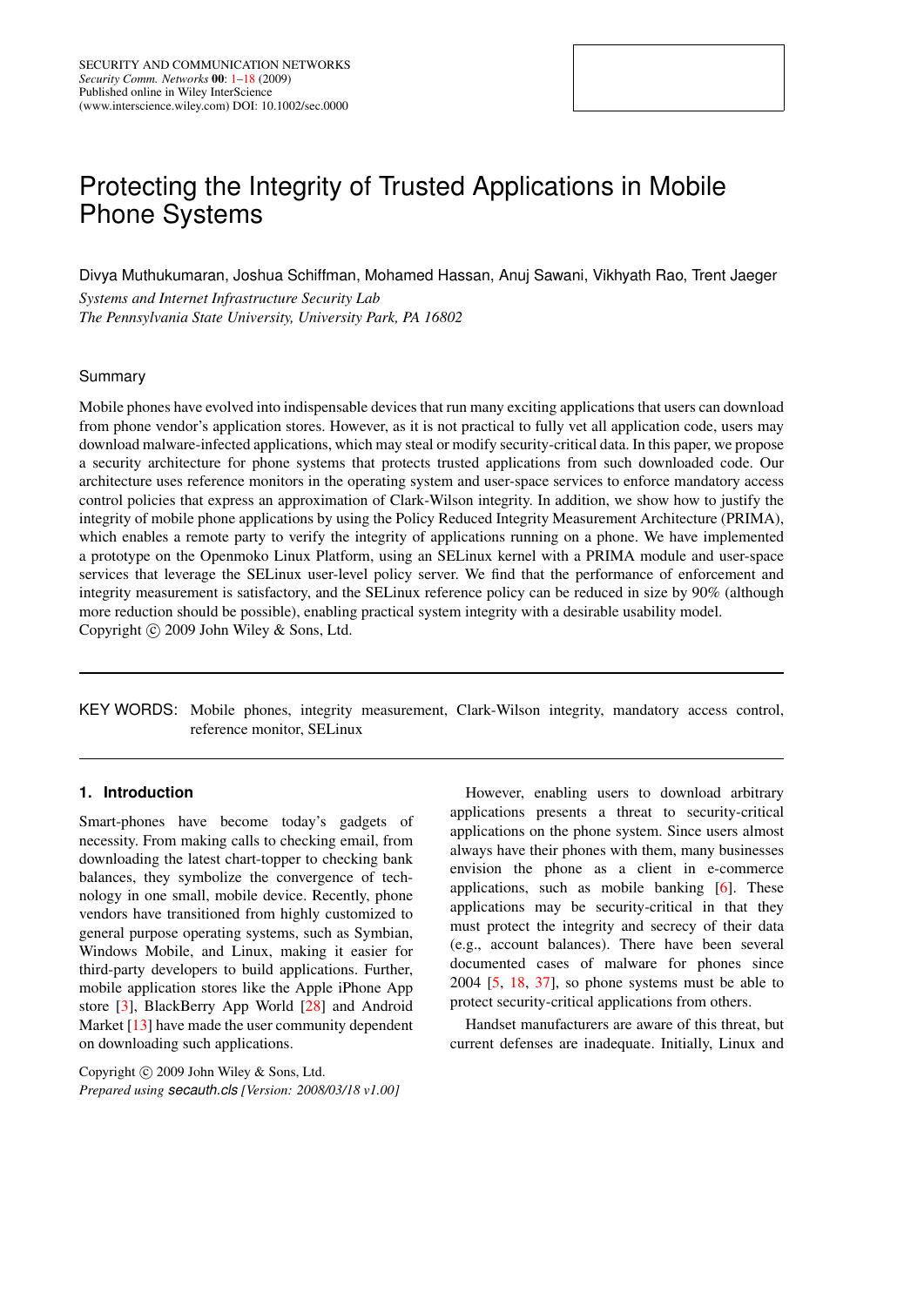# Protecting the Integrity of Trusted Applications in Mobile Phone Systems

Divya Muthukumaran, Joshua Schiffman, Mohamed Hassan, Anuj Sawani, Vikhyath Rao, Trent Jaeger

*Systems and Internet Infrastructure Security Lab*
*The Pennsylvania State University, University Park, PA 16802*

## Summary

Mobile phones have evolved into indispensable devices that run many exciting applications that users can download from phone vendor's application stores. However, as it is not practical to fully vet all application code, users may download malware-infected applications, which may steal or modify security-critical data. In this paper, we propose a security architecture for phone systems that protects trusted applications from such downloaded code. Our architecture uses reference monitors in the operating system and user-space services to enforce mandatory access control policies that express an approximation of Clark-Wilson integrity. In addition, we show how to justify the integrity of mobile phone applications by using the Policy Reduced Integrity Measurement Architecture (PRIMA), which enables a remote party to verify the integrity of applications running on a phone. We have implemented a prototype on the Openmoko Linux Platform, using an SELinux kernel with a PRIMA module and user-space services that leverage the SELinux user-level policy server. We find that the performance of enforcement and integrity measurement is satisfactory, and the SELinux reference policy can be reduced in size by 90% (although more reduction should be possible), enabling practical system integrity with a desirable usability model. Copyright © 2009 John Wiley & Sons, Ltd.

KEY WORDS: Mobile phones, integrity measurement, Clark-Wilson integrity, mandatory access control, reference monitor, SELinux

## 1. Introduction

Smart-phones have become today's gadgets of necessity. From making calls to checking email, from downloading the latest chart-topper to checking bank balances, they symbolize the convergence of technology in one small, mobile device. Recently, phone vendors have transitioned from highly customized to general purpose operating systems, such as Symbian, Windows Mobile, and Linux, making it easier for third-party developers to build applications. Further, mobile application stores like the Apple iPhone App store [3], BlackBerry App World [28] and Android Market [13] have made the user community dependent on downloading such applications.

However, enabling users to download arbitrary applications presents a threat to security-critical applications on the phone system. Since users almost always have their phones with them, many businesses envision the phone as a client in e-commerce applications, such as mobile banking [6]. These applications may be security-critical in that they must protect the integrity and secrecy of their data (e.g., account balances). There have been several documented cases of malware for phones since 2004 [5, 18, 37], so phone systems must be able to protect security-critical applications from others.

Handset manufacturers are aware of this threat, but current defenses are inadequate. Initially, Linux and

Copyright © 2009 John Wiley & Sons, Ltd.
*Prepared using secauth.cls [Version: 2008/03/18 v1.00]*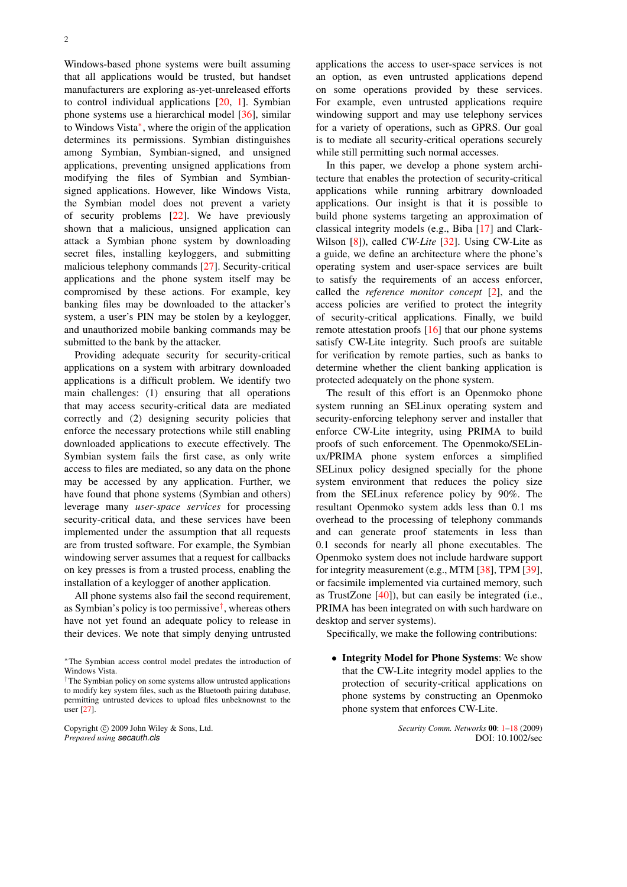Windows-based phone systems were built assuming that all applications would be trusted, but handset manufacturers are exploring as-yet-unreleased efforts to control individual applications [20, 1]. Symbian phone systems use a hierarchical model [36], similar to Windows Vista*, where the origin of the application determines its permissions. Symbian distinguishes among Symbian, Symbian-signed, and unsigned applications, preventing unsigned applications from modifying the files of Symbian and Symbian-signed applications. However, like Windows Vista, the Symbian model does not prevent a variety of security problems [22]. We have previously shown that a malicious, unsigned application can attack a Symbian phone system by downloading secret files, installing keyloggers, and submitting malicious telephony commands [27]. Security-critical applications and the phone system itself may be compromised by these actions. For example, key banking files may be downloaded to the attacker's system, a user's PIN may be stolen by a keylogger, and unauthorized mobile banking commands may be submitted to the bank by the attacker.

Providing adequate security for security-critical applications on a system with arbitrary downloaded applications is a difficult problem. We identify two main challenges: (1) ensuring that all operations that may access security-critical data are mediated correctly and (2) designing security policies that enforce the necessary protections while still enabling downloaded applications to execute effectively. The Symbian system fails the first case, as only write access to files are mediated, so any data on the phone may be accessed by any application. Further, we have found that phone systems (Symbian and others) leverage many *user-space services* for processing security-critical data, and these services have been implemented under the assumption that all requests are from trusted software. For example, the Symbian windowing server assumes that a request for callbacks on key presses is from a trusted process, enabling the installation of a keylogger of another application.

All phone systems also fail the second requirement, as Symbian's policy is too permissive†, whereas others have not yet found an adequate policy to release in their devices. We note that simply denying untrusted applications the access to user-space services is not an option, as even untrusted applications depend on some operations provided by these services. For example, even untrusted applications require windowing support and may use telephony services for a variety of operations, such as GPRS. Our goal is to mediate all security-critical operations securely while still permitting such normal accesses.

In this paper, we develop a phone system architecture that enables the protection of security-critical applications while running arbitrary downloaded applications. Our insight is that it is possible to build phone systems targeting an approximation of classical integrity models (e.g., Biba [17] and Clark-Wilson [8]), called *CW-Lite* [32]. Using CW-Lite as a guide, we define an architecture where the phone's operating system and user-space services are built to satisfy the requirements of an access enforcer, called the *reference monitor concept* [2], and the access policies are verified to protect the integrity of security-critical applications. Finally, we build remote attestation proofs [16] that our phone systems satisfy CW-Lite integrity. Such proofs are suitable for verification by remote parties, such as banks to determine whether the client banking application is protected adequately on the phone system.

The result of this effort is an Openmoko phone system running an SELinux operating system and security-enforcing telephony server and installer that enforce CW-Lite integrity, using PRIMA to build proofs of such enforcement. The Openmoko/SELinux/PRIMA phone system enforces a simplified SELinux policy designed specially for the phone system environment that reduces the policy size from the SELinux reference policy by 90%. The resultant Openmoko system adds less than 0.1 ms overhead to the processing of telephony commands and can generate proof statements in less than 0.1 seconds for nearly all phone executables. The Openmoko system does not include hardware support for integrity measurement (e.g., MTM [38], TPM [39], or facsimile implemented via curtained memory, such as TrustZone [40]), but can easily be integrated (i.e., PRIMA has been integrated on with such hardware on desktop and server systems).

Specifically, we make the following contributions:

- **Integrity Model for Phone Systems**: We show that the CW-Lite integrity model applies to the protection of security-critical applications on phone systems by constructing an Openmoko phone system that enforces CW-Lite.

*The Symbian access control model predates the introduction of Windows Vista.

†The Symbian policy on some systems allow untrusted applications to modify key system files, such as the Bluetooth pairing database, permitting untrusted devices to upload files unbeknownst to the user [27].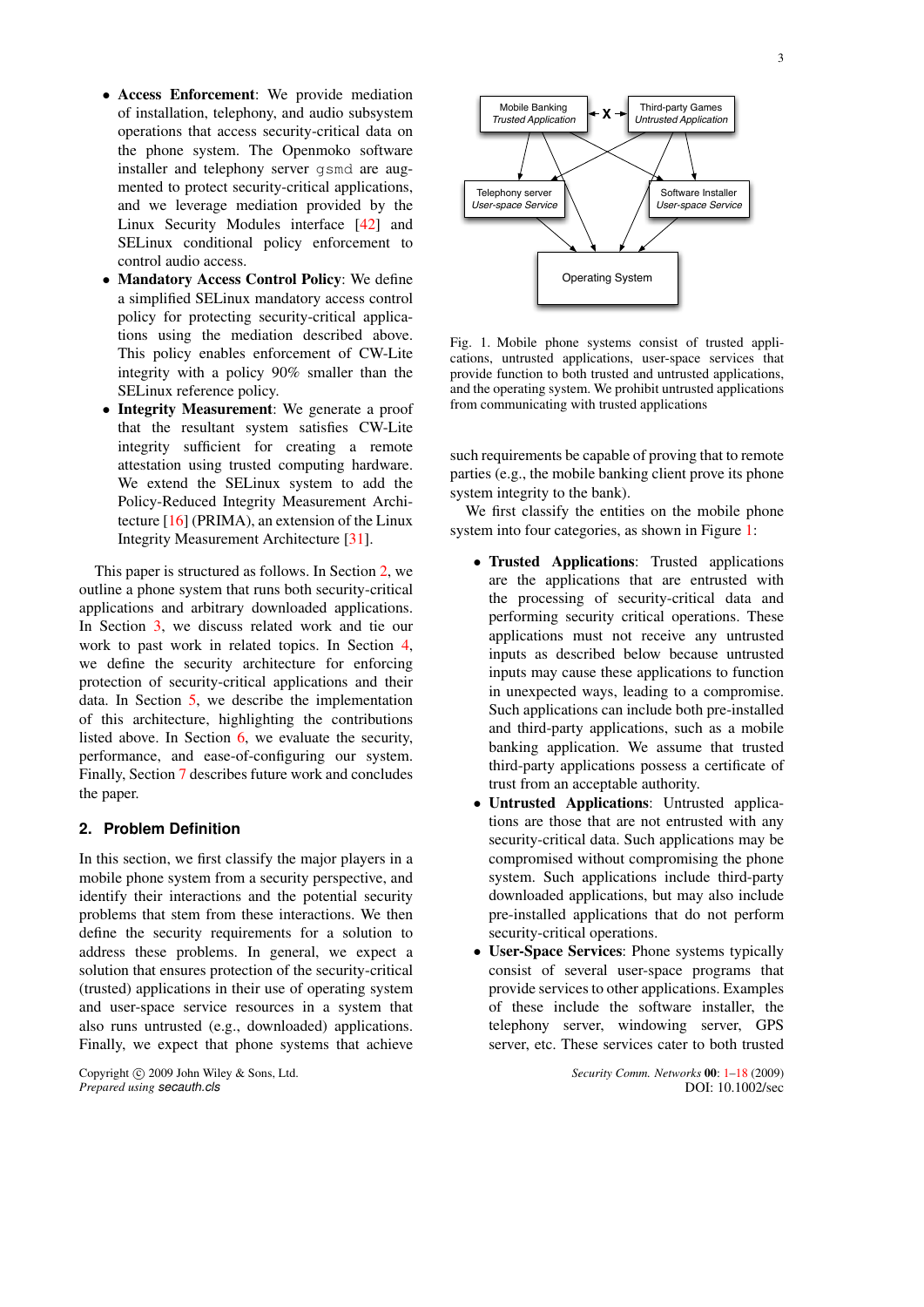- **Access Enforcement**: We provide mediation of installation, telephony, and audio subsystem operations that access security-critical data on the phone system. The Openmoko software installer and telephony server `gsmd` are augmented to protect security-critical applications, and we leverage mediation provided by the Linux Security Modules interface [42] and SELinux conditional policy enforcement to control audio access.
- **Mandatory Access Control Policy**: We define a simplified SELinux mandatory access control policy for protecting security-critical applications using the mediation described above. This policy enables enforcement of CW-Lite integrity with a policy 90% smaller than the SELinux reference policy.
- **Integrity Measurement**: We generate a proof that the resultant system satisfies CW-Lite integrity sufficient for creating a remote attestation using trusted computing hardware. We extend the SELinux system to add the Policy-Reduced Integrity Measurement Architecture [16] (PRIMA), an extension of the Linux Integrity Measurement Architecture [31].

This paper is structured as follows. In Section 2, we outline a phone system that runs both security-critical applications and arbitrary downloaded applications. In Section 3, we discuss related work and tie our work to past work in related topics. In Section 4, we define the security architecture for enforcing protection of security-critical applications and their data. In Section 5, we describe the implementation of this architecture, highlighting the contributions listed above. In Section 6, we evaluate the security, performance, and ease-of-configuring our system. Finally, Section 7 describes future work and concludes the paper.

## 2. Problem Definition

In this section, we first classify the major players in a mobile phone system from a security perspective, and identify their interactions and the potential security problems that stem from these interactions. We then define the security requirements for a solution to address these problems. In general, we expect a solution that ensures protection of the security-critical (trusted) applications in their use of operating system and user-space service resources in a system that also runs untrusted (e.g., downloaded) applications. Finally, we expect that phone systems that achieve such requirements be capable of proving that to remote parties (e.g., the mobile banking client prove its phone system integrity to the bank).

Fig. 1. Mobile phone systems consist of trusted applications, untrusted applications, user-space services that provide function to both trusted and untrusted applications, and the operating system. We prohibit untrusted applications from communicating with trusted applications

We first classify the entities on the mobile phone system into four categories, as shown in Figure 1:

- **Trusted Applications**: Trusted applications are the applications that are entrusted with the processing of security-critical data and performing security critical operations. These applications must not receive any untrusted inputs as described below because untrusted inputs may cause these applications to function in unexpected ways, leading to a compromise. Such applications can include both pre-installed and third-party applications, such as a mobile banking application. We assume that trusted third-party applications possess a certificate of trust from an acceptable authority.
- **Untrusted Applications**: Untrusted applications are those that are not entrusted with any security-critical data. Such applications may be compromised without compromising the phone system. Such applications include third-party downloaded applications, but may also include pre-installed applications that do not perform security-critical operations.
- **User-Space Services**: Phone systems typically consist of several user-space programs that provide services to other applications. Examples of these include the software installer, the telephony server, windowing server, GPS server, etc. These services cater to both trusted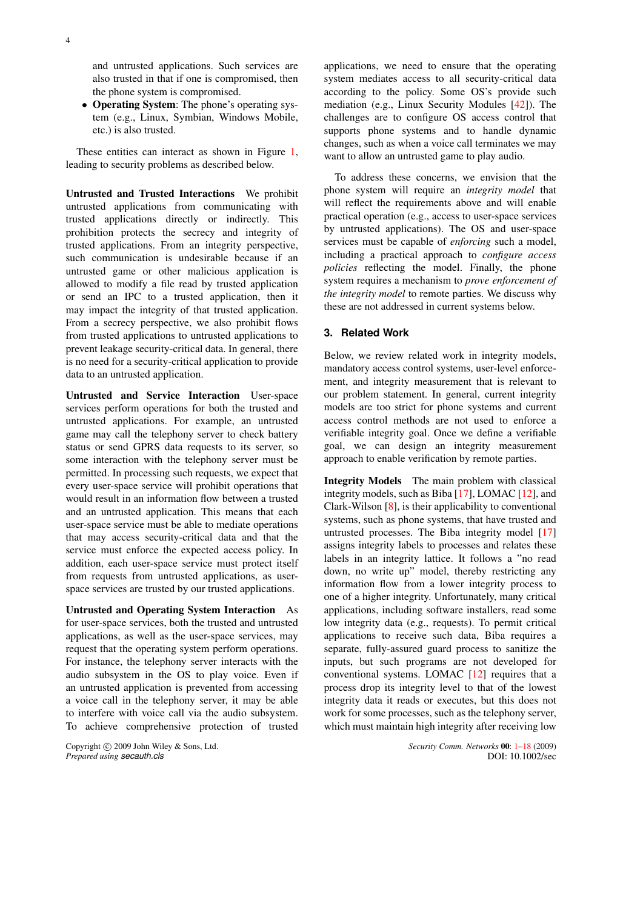and untrusted applications. Such services are also trusted in that if one is compromised, then the phone system is compromised.

- **Operating System**: The phone's operating system (e.g., Linux, Symbian, Windows Mobile, etc.) is also trusted.

These entities can interact as shown in Figure 1, leading to security problems as described below.

**Untrusted and Trusted Interactions** We prohibit untrusted applications from communicating with trusted applications directly or indirectly. This prohibition protects the secrecy and integrity of trusted applications. From an integrity perspective, such communication is undesirable because if an untrusted game or other malicious application is allowed to modify a file read by trusted application or send an IPC to a trusted application, then it may impact the integrity of that trusted application. From a secrecy perspective, we also prohibit flows from trusted applications to untrusted applications to prevent leakage security-critical data. In general, there is no need for a security-critical application to provide data to an untrusted application.

**Untrusted and Service Interaction** User-space services perform operations for both the trusted and untrusted applications. For example, an untrusted game may call the telephony server to check battery status or send GPRS data requests to its server, so some interaction with the telephony server must be permitted. In processing such requests, we expect that every user-space service will prohibit operations that would result in an information flow between a trusted and an untrusted application. This means that each user-space service must be able to mediate operations that may access security-critical data and that the service must enforce the expected access policy. In addition, each user-space service must protect itself from requests from untrusted applications, as user-space services are trusted by our trusted applications.

**Untrusted and Operating System Interaction** As for user-space services, both the trusted and untrusted applications, as well as the user-space services, may request that the operating system perform operations. For instance, the telephony server interacts with the audio subsystem in the OS to play voice. Even if an untrusted application is prevented from accessing a voice call in the telephony server, it may be able to interfere with voice call via the audio subsystem. To achieve comprehensive protection of trusted applications, we need to ensure that the operating system mediates access to all security-critical data according to the policy. Some OS's provide such mediation (e.g., Linux Security Modules [42]). The challenges are to configure OS access control that supports phone systems and to handle dynamic changes, such as when a voice call terminates we may want to allow an untrusted game to play audio.

To address these concerns, we envision that the phone system will require an *integrity model* that will reflect the requirements above and will enable practical operation (e.g., access to user-space services by untrusted applications). The OS and user-space services must be capable of *enforcing* such a model, including a practical approach to *configure access policies* reflecting the model. Finally, the phone system requires a mechanism to *prove enforcement of the integrity model* to remote parties. We discuss why these are not addressed in current systems below.

## 3. Related Work

Below, we review related work in integrity models, mandatory access control systems, user-level enforcement, and integrity measurement that is relevant to our problem statement. In general, current integrity models are too strict for phone systems and current access control methods are not used to enforce a verifiable integrity goal. Once we define a verifiable goal, we can design an integrity measurement approach to enable verification by remote parties.

**Integrity Models** The main problem with classical integrity models, such as Biba [17], LOMAC [12], and Clark-Wilson [8], is their applicability to conventional systems, such as phone systems, that have trusted and untrusted processes. The Biba integrity model [17] assigns integrity labels to processes and relates these labels in an integrity lattice. It follows a "no read down, no write up" model, thereby restricting any information flow from a lower integrity process to one of a higher integrity. Unfortunately, many critical applications, including software installers, read some low integrity data (e.g., requests). To permit critical applications to receive such data, Biba requires a separate, fully-assured guard process to sanitize the inputs, but such programs are not developed for conventional systems. LOMAC [12] requires that a process drop its integrity level to that of the lowest integrity data it reads or executes, but this does not work for some processes, such as the telephony server, which must maintain high integrity after receiving low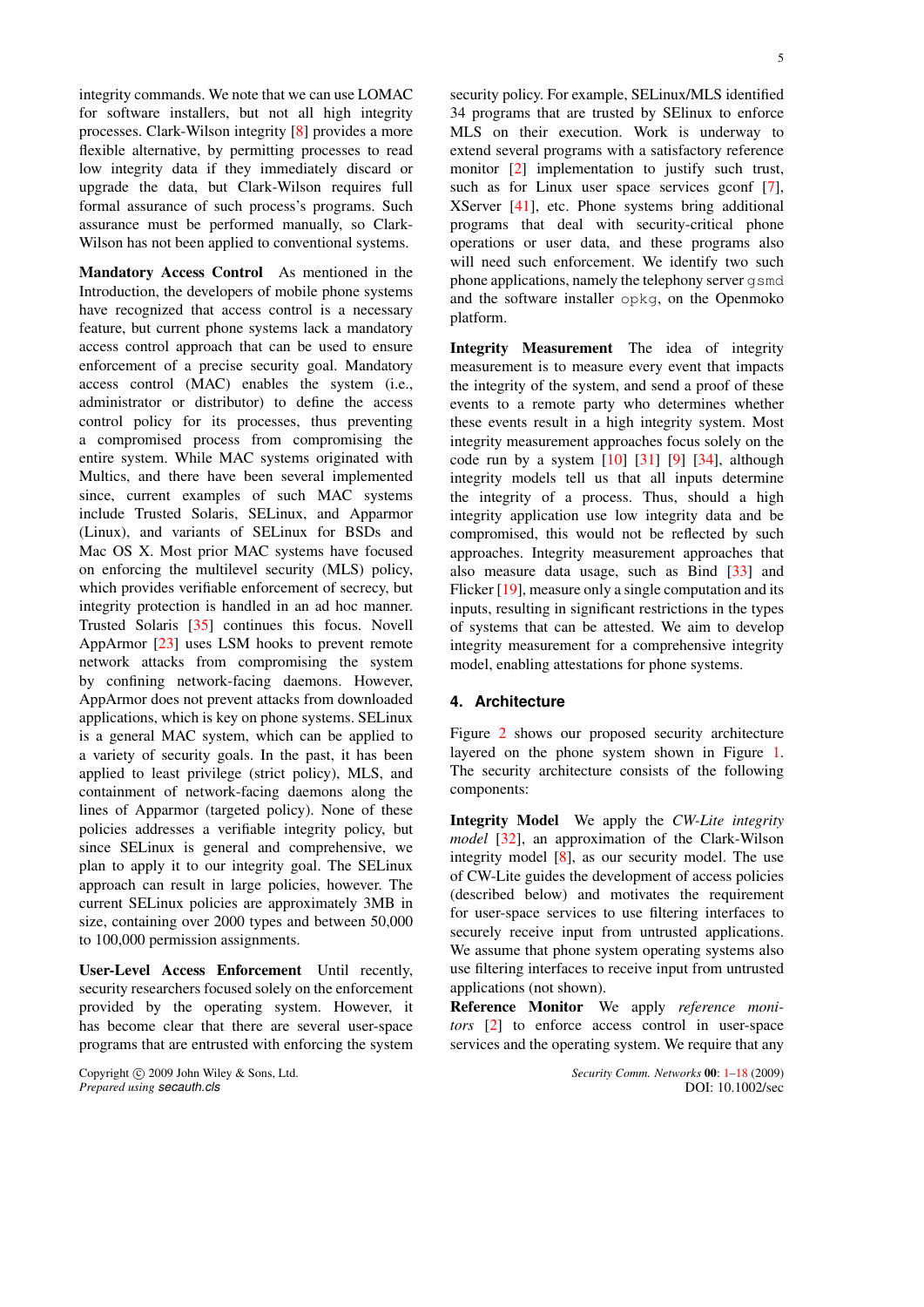integrity commands. We note that we can use LOMAC for software installers, but not all high integrity processes. Clark-Wilson integrity [8] provides a more flexible alternative, by permitting processes to read low integrity data if they immediately discard or upgrade the data, but Clark-Wilson requires full formal assurance of such process's programs. Such assurance must be performed manually, so Clark-Wilson has not been applied to conventional systems.

**Mandatory Access Control** As mentioned in the Introduction, the developers of mobile phone systems have recognized that access control is a necessary feature, but current phone systems lack a mandatory access control approach that can be used to ensure enforcement of a precise security goal. Mandatory access control (MAC) enables the system (i.e., administrator or distributor) to define the access control policy for its processes, thus preventing a compromised process from compromising the entire system. While MAC systems originated with Multics, and there have been several implemented since, current examples of such MAC systems include Trusted Solaris, SELinux, and Apparmor (Linux), and variants of SELinux for BSDs and Mac OS X. Most prior MAC systems have focused on enforcing the multilevel security (MLS) policy, which provides verifiable enforcement of secrecy, but integrity protection is handled in an ad hoc manner. Trusted Solaris [35] continues this focus. Novell AppArmor [23] uses LSM hooks to prevent remote network attacks from compromising the system by confining network-facing daemons. However, AppArmor does not prevent attacks from downloaded applications, which is key on phone systems. SELinux is a general MAC system, which can be applied to a variety of security goals. In the past, it has been applied to least privilege (strict policy), MLS, and containment of network-facing daemons along the lines of Apparmor (targeted policy). None of these policies addresses a verifiable integrity policy, but since SELinux is general and comprehensive, we plan to apply it to our integrity goal. The SELinux approach can result in large policies, however. The current SELinux policies are approximately 3MB in size, containing over 2000 types and between 50,000 to 100,000 permission assignments.

**User-Level Access Enforcement** Until recently, security researchers focused solely on the enforcement provided by the operating system. However, it has become clear that there are several user-space programs that are entrusted with enforcing the system security policy. For example, SELinux/MLS identified 34 programs that are trusted by SElinux to enforce MLS on their execution. Work is underway to extend several programs with a satisfactory reference monitor [2] implementation to justify such trust, such as for Linux user space services gconf [7], XServer [41], etc. Phone systems bring additional programs that deal with security-critical phone operations or user data, and these programs also will need such enforcement. We identify two such phone applications, namely the telephony server `gsmd` and the software installer `opkg`, on the Openmoko platform.

**Integrity Measurement** The idea of integrity measurement is to measure every event that impacts the integrity of the system, and send a proof of these events to a remote party who determines whether these events result in a high integrity system. Most integrity measurement approaches focus solely on the code run by a system [10] [31] [9] [34], although integrity models tell us that all inputs determine the integrity of a process. Thus, should a high integrity application use low integrity data and be compromised, this would not be reflected by such approaches. Integrity measurement approaches that also measure data usage, such as Bind [33] and Flicker [19], measure only a single computation and its inputs, resulting in significant restrictions in the types of systems that can be attested. We aim to develop integrity measurement for a comprehensive integrity model, enabling attestations for phone systems.

## 4. Architecture

Figure 2 shows our proposed security architecture layered on the phone system shown in Figure 1. The security architecture consists of the following components:

**Integrity Model** We apply the *CW-Lite integrity model* [32], an approximation of the Clark-Wilson integrity model [8], as our security model. The use of CW-Lite guides the development of access policies (described below) and motivates the requirement for user-space services to use filtering interfaces to securely receive input from untrusted applications. We assume that phone system operating systems also use filtering interfaces to receive input from untrusted applications (not shown).

**Reference Monitor** We apply *reference monitors* [2] to enforce access control in user-space services and the operating system. We require that any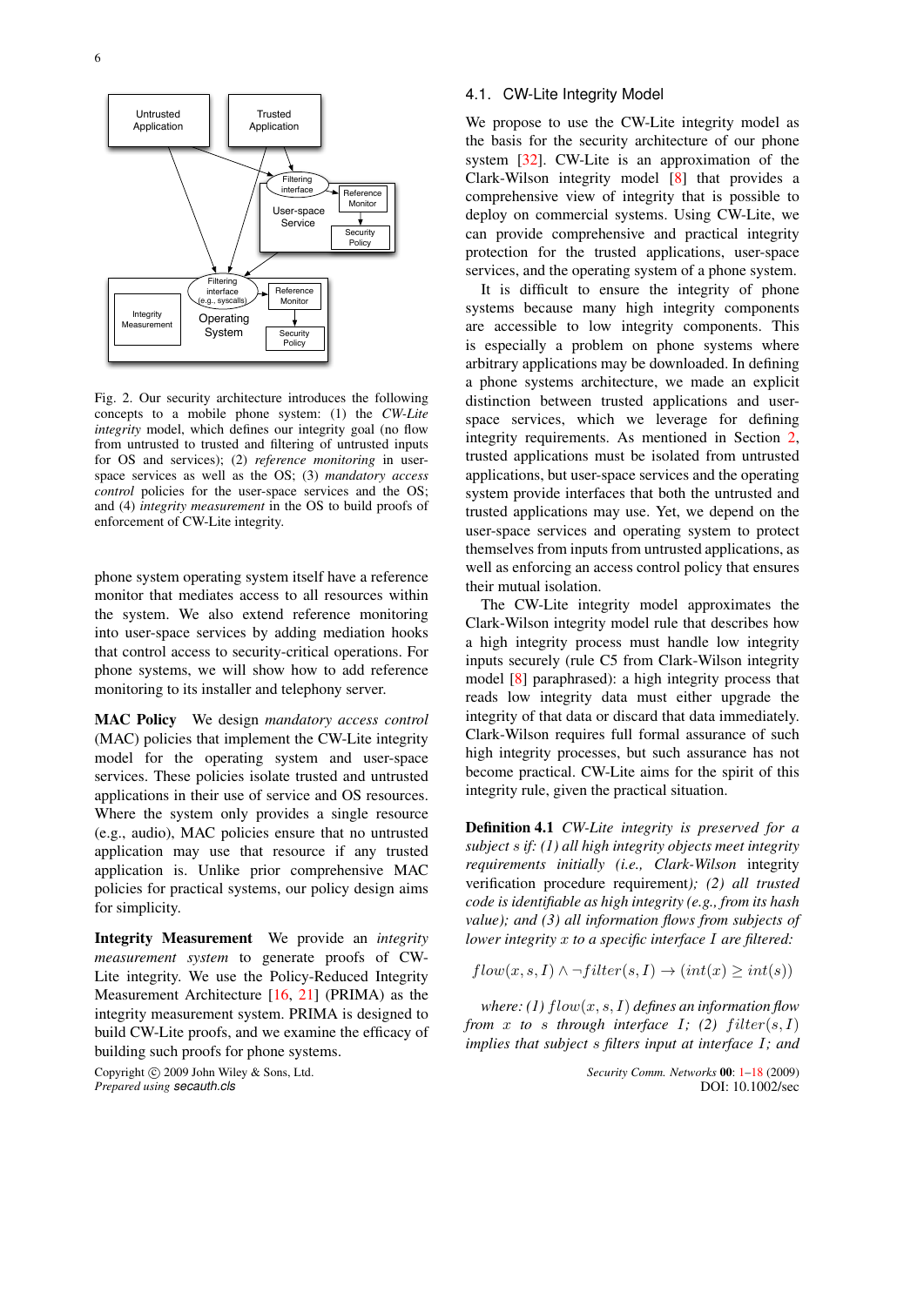Untrusted Application

Trusted Application

Filtering interface

Reference Monitor

User-space Service

Security Policy

Filtering interface (e.g., syscalls)

Reference Monitor

Integrity Measurement

Operating System

Security Policy

Fig. 2. Our security architecture introduces the following concepts to a mobile phone system: (1) the *CW-Lite integrity* model, which defines our integrity goal (no flow from untrusted to trusted and filtering of untrusted inputs for OS and services); (2) *reference monitoring* in user-space services as well as the OS; (3) *mandatory access control* policies for the user-space services and the OS; and (4) *integrity measurement* in the OS to build proofs of enforcement of CW-Lite integrity.

phone system operating system itself have a reference monitor that mediates access to all resources within the system. We also extend reference monitoring into user-space services by adding mediation hooks that control access to security-critical operations. For phone systems, we will show how to add reference monitoring to its installer and telephony server.

**MAC Policy** We design *mandatory access control* (MAC) policies that implement the CW-Lite integrity model for the operating system and user-space services. These policies isolate trusted and untrusted applications in their use of service and OS resources. Where the system only provides a single resource (e.g., audio), MAC policies ensure that no untrusted application may use that resource if any trusted application is. Unlike prior comprehensive MAC policies for practical systems, our policy design aims for simplicity.

**Integrity Measurement** We provide an *integrity measurement system* to generate proofs of CW-Lite integrity. We use the Policy-Reduced Integrity Measurement Architecture [16, 21] (PRIMA) as the integrity measurement system. PRIMA is designed to build CW-Lite proofs, and we examine the efficacy of building such proofs for phone systems.

### 4.1. CW-Lite Integrity Model

We propose to use the CW-Lite integrity model as the basis for the security architecture of our phone system [32]. CW-Lite is an approximation of the Clark-Wilson integrity model [8] that provides a comprehensive view of integrity that is possible to deploy on commercial systems. Using CW-Lite, we can provide comprehensive and practical integrity protection for the trusted applications, user-space services, and the operating system of a phone system.

It is difficult to ensure the integrity of phone systems because many high integrity components are accessible to low integrity components. This is especially a problem on phone systems where arbitrary applications may be downloaded. In defining a phone systems architecture, we made an explicit distinction between trusted applications and user-space services, which we leverage for defining integrity requirements. As mentioned in Section 2, trusted applications must be isolated from untrusted applications, but user-space services and the operating system provide interfaces that both the untrusted and trusted applications may use. Yet, we depend on the user-space services and operating system to protect themselves from inputs from untrusted applications, as well as enforcing an access control policy that ensures their mutual isolation.

The CW-Lite integrity model approximates the Clark-Wilson integrity model rule that describes how a high integrity process must handle low integrity inputs securely (rule C5 from Clark-Wilson integrity model [8] paraphrased): a high integrity process that reads low integrity data must either upgrade the integrity of that data or discard that data immediately. Clark-Wilson requires full formal assurance of such high integrity processes, but such assurance has not become practical. CW-Lite aims for the spirit of this integrity rule, given the practical situation.

**Definition 4.1** *CW-Lite integrity is preserved for a subject $s$ if: (1) all high integrity objects meet integrity requirements initially (i.e., Clark-Wilson* integrity verification procedure requirement*); (2) all trusted code is identifiable as high integrity (e.g., from its hash value); and (3) all information flows from subjects of lower integrity $x$ to a specific interface $I$ are filtered:*

$$flow(x, s, I) \wedge \neg filter(s, I) \rightarrow (int(x) \geq int(s))$$

*where: (1) $flow(x, s, I)$ defines an information flow from $x$ to $s$ through interface $I$; (2) $filter(s, I)$ implies that subject $s$ filters input at interface $I$; and*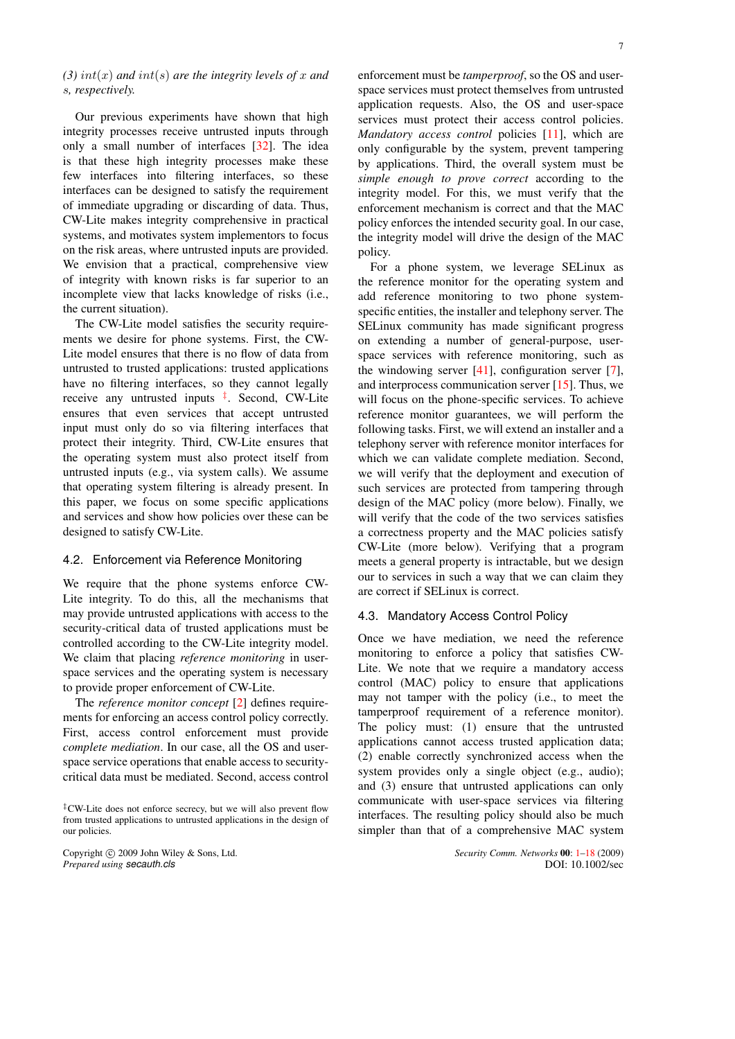*(3) $int(x)$ and $int(s)$ are the integrity levels of $x$ and $s$, respectively.*

Our previous experiments have shown that high integrity processes receive untrusted inputs through only a small number of interfaces [32]. The idea is that these high integrity processes make these few interfaces into filtering interfaces, so these interfaces can be designed to satisfy the requirement of immediate upgrading or discarding of data. Thus, CW-Lite makes integrity comprehensive in practical systems, and motivates system implementors to focus on the risk areas, where untrusted inputs are provided. We envision that a practical, comprehensive view of integrity with known risks is far superior to an incomplete view that lacks knowledge of risks (i.e., the current situation).

The CW-Lite model satisfies the security requirements we desire for phone systems. First, the CW-Lite model ensures that there is no flow of data from untrusted to trusted applications: trusted applications have no filtering interfaces, so they cannot legally receive any untrusted inputs [‡]. Second, CW-Lite ensures that even services that accept untrusted input must only do so via filtering interfaces that protect their integrity. Third, CW-Lite ensures that the operating system must also protect itself from untrusted inputs (e.g., via system calls). We assume that operating system filtering is already present. In this paper, we focus on some specific applications and services and show how policies over these can be designed to satisfy CW-Lite.

## 4.2. Enforcement via Reference Monitoring

We require that the phone systems enforce CW-Lite integrity. To do this, all the mechanisms that may provide untrusted applications with access to the security-critical data of trusted applications must be controlled according to the CW-Lite integrity model. We claim that placing *reference monitoring* in user-space services and the operating system is necessary to provide proper enforcement of CW-Lite.

The *reference monitor concept* [2] defines requirements for enforcing an access control policy correctly. First, access control enforcement must provide *complete mediation*. In our case, all the OS and user-space service operations that enable access to security-critical data must be mediated. Second, access control enforcement must be *tamperproof*, so the OS and user-space services must protect themselves from untrusted application requests. Also, the OS and user-space services must protect their access control policies. *Mandatory access control* policies [11], which are only configurable by the system, prevent tampering by applications. Third, the overall system must be *simple enough to prove correct* according to the integrity model. For this, we must verify that the enforcement mechanism is correct and that the MAC policy enforces the intended security goal. In our case, the integrity model will drive the design of the MAC policy.

For a phone system, we leverage SELinux as the reference monitor for the operating system and add reference monitoring to two phone system-specific entities, the installer and telephony server. The SELinux community has made significant progress on extending a number of general-purpose, user-space services with reference monitoring, such as the windowing server [41], configuration server [7], and interprocess communication server [15]. Thus, we will focus on the phone-specific services. To achieve reference monitor guarantees, we will perform the following tasks. First, we will extend an installer and a telephony server with reference monitor interfaces for which we can validate complete mediation. Second, we will verify that the deployment and execution of such services are protected from tampering through design of the MAC policy (more below). Finally, we will verify that the code of the two services satisfies a correctness property and the MAC policies satisfy CW-Lite (more below). Verifying that a program meets a general property is intractable, but we design our to services in such a way that we can claim they are correct if SELinux is correct.

## 4.3. Mandatory Access Control Policy

Once we have mediation, we need the reference monitoring to enforce a policy that satisfies CW-Lite. We note that we require a mandatory access control (MAC) policy to ensure that applications may not tamper with the policy (i.e., to meet the tamperproof requirement of a reference monitor). The policy must: (1) ensure that the untrusted applications cannot access trusted application data; (2) enable correctly synchronized access when the system provides only a single object (e.g., audio); and (3) ensure that untrusted applications can only communicate with user-space services via filtering interfaces. The resulting policy should also be much simpler than that of a comprehensive MAC system

[‡] CW-Lite does not enforce secrecy, but we will also prevent flow from trusted applications to untrusted applications in the design of our policies.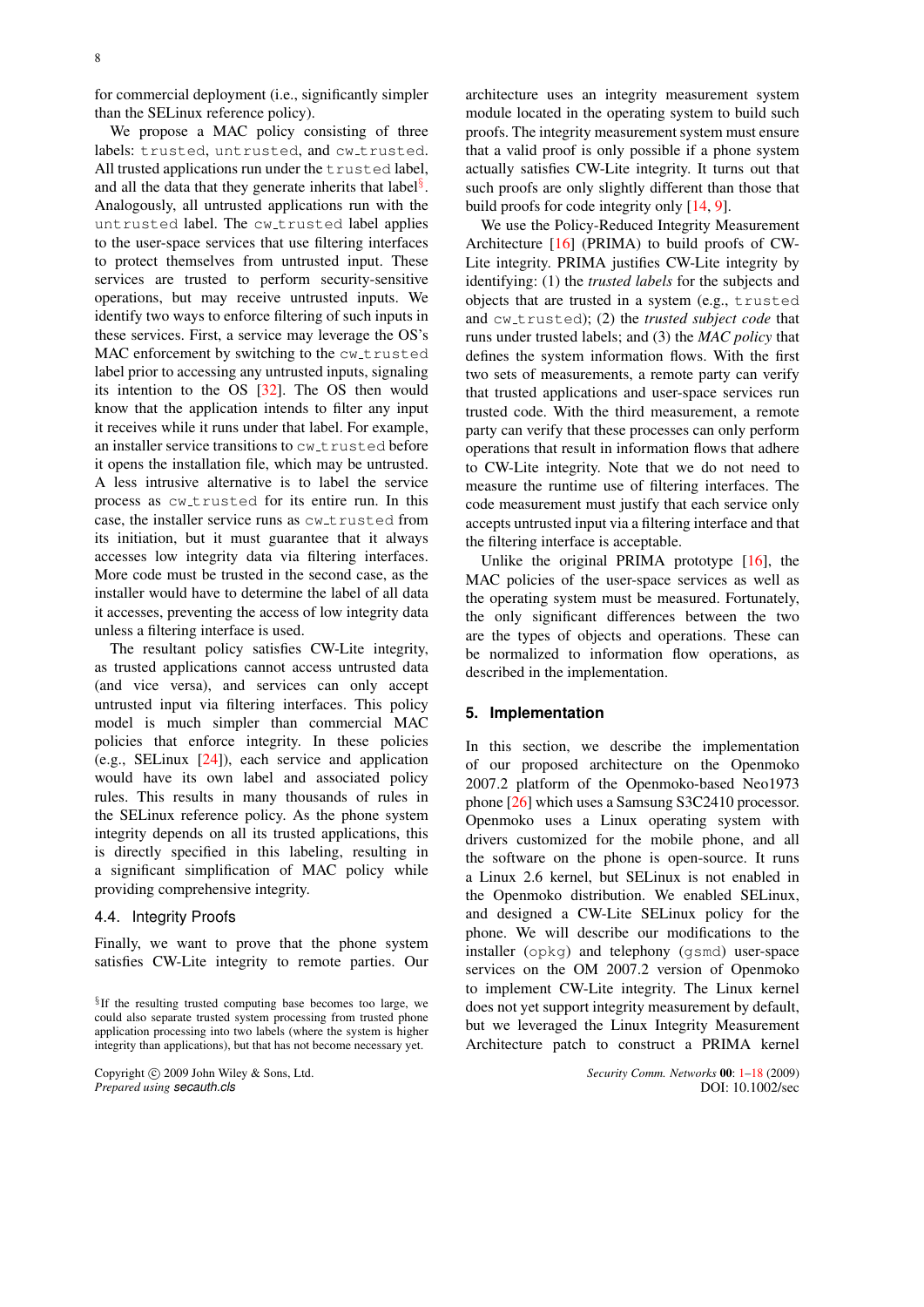for commercial deployment (i.e., significantly simpler than the SELinux reference policy).

We propose a MAC policy consisting of three labels: `trusted`, `untrusted`, and `cw_trusted`. All trusted applications run under the `trusted` label, and all the data that they generate inherits that label[§]. Analogously, all untrusted applications run with the `untrusted` label. The `cw_trusted` label applies to the user-space services that use filtering interfaces to protect themselves from untrusted input. These services are trusted to perform security-sensitive operations, but may receive untrusted inputs. We identify two ways to enforce filtering of such inputs in these services. First, a service may leverage the OS's MAC enforcement by switching to the `cw_trusted` label prior to accessing any untrusted inputs, signaling its intention to the OS [32]. The OS then would know that the application intends to filter any input it receives while it runs under that label. For example, an installer service transitions to `cw_trusted` before it opens the installation file, which may be untrusted. A less intrusive alternative is to label the service process as `cw_trusted` for its entire run. In this case, the installer service runs as `cw_trusted` from its initiation, but it must guarantee that it always accesses low integrity data via filtering interfaces. More code must be trusted in the second case, as the installer would have to determine the label of all data it accesses, preventing the access of low integrity data unless a filtering interface is used.

The resultant policy satisfies CW-Lite integrity, as trusted applications cannot access untrusted data (and vice versa), and services can only accept untrusted input via filtering interfaces. This policy model is much simpler than commercial MAC policies that enforce integrity. In these policies (e.g., SELinux [24]), each service and application would have its own label and associated policy rules. This results in many thousands of rules in the SELinux reference policy. As the phone system integrity depends on all its trusted applications, this is directly specified in this labeling, resulting in a significant simplification of MAC policy while providing comprehensive integrity.

### 4.4. Integrity Proofs

Finally, we want to prove that the phone system satisfies CW-Lite integrity to remote parties. Our architecture uses an integrity measurement system module located in the operating system to build such proofs. The integrity measurement system must ensure that a valid proof is only possible if a phone system actually satisfies CW-Lite integrity. It turns out that such proofs are only slightly different than those that build proofs for code integrity only [14, 9].

We use the Policy-Reduced Integrity Measurement Architecture [16] (PRIMA) to build proofs of CW-Lite integrity. PRIMA justifies CW-Lite integrity by identifying: (1) the *trusted labels* for the subjects and objects that are trusted in a system (e.g., `trusted` and `cw_trusted`); (2) the *trusted subject code* that runs under trusted labels; and (3) the *MAC policy* that defines the system information flows. With the first two sets of measurements, a remote party can verify that trusted applications and user-space services run trusted code. With the third measurement, a remote party can verify that these processes can only perform operations that result in information flows that adhere to CW-Lite integrity. Note that we do not need to measure the runtime use of filtering interfaces. The code measurement must justify that each service only accepts untrusted input via a filtering interface and that the filtering interface is acceptable.

Unlike the original PRIMA prototype [16], the MAC policies of the user-space services as well as the operating system must be measured. Fortunately, the only significant differences between the two are the types of objects and operations. These can be normalized to information flow operations, as described in the implementation.

## 5. Implementation

In this section, we describe the implementation of our proposed architecture on the Openmoko 2007.2 platform of the Openmoko-based Neo1973 phone [26] which uses a Samsung S3C2410 processor. Openmoko uses a Linux operating system with drivers customized for the mobile phone, and all the software on the phone is open-source. It runs a Linux 2.6 kernel, but SELinux is not enabled in the Openmoko distribution. We enabled SELinux, and designed a CW-Lite SELinux policy for the phone. We will describe our modifications to the installer (`opkg`) and telephony (`gsmd`) user-space services on the OM 2007.2 version of Openmoko to implement CW-Lite integrity. The Linux kernel does not yet support integrity measurement by default, but we leveraged the Linux Integrity Measurement Architecture patch to construct a PRIMA kernel

[§] If the resulting trusted computing base becomes too large, we could also separate trusted system processing from trusted phone application processing into two labels (where the system is higher integrity than applications), but that has not become necessary yet.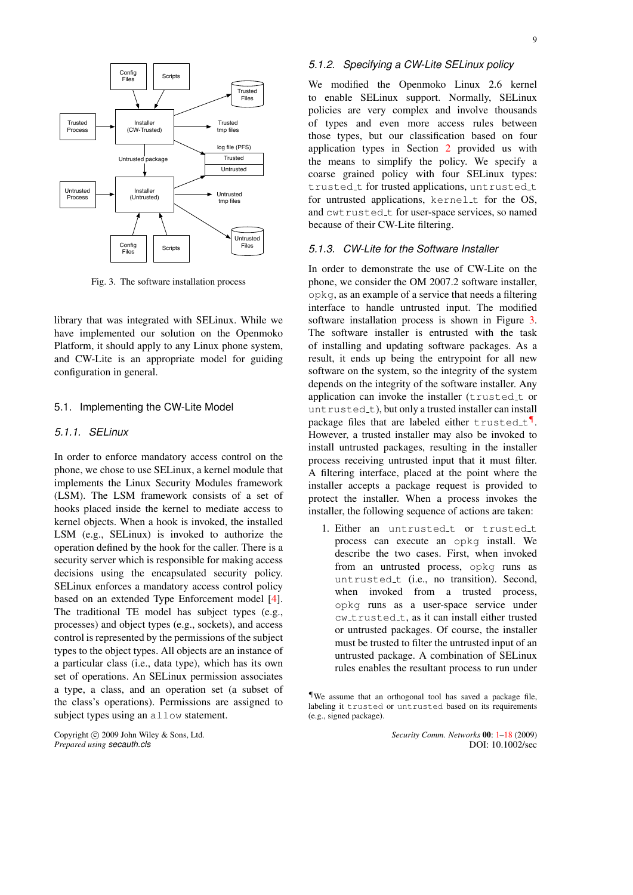Fig. 3. The software installation process

library that was integrated with SELinux. While we have implemented our solution on the Openmoko Platform, it should apply to any Linux phone system, and CW-Lite is an appropriate model for guiding configuration in general.

## 5.1. Implementing the CW-Lite Model

### 5.1.1. SELinux

In order to enforce mandatory access control on the phone, we chose to use SELinux, a kernel module that implements the Linux Security Modules framework (LSM). The LSM framework consists of a set of hooks placed inside the kernel to mediate access to kernel objects. When a hook is invoked, the installed LSM (e.g., SELinux) is invoked to authorize the operation defined by the hook for the caller. There is a security server which is responsible for making access decisions using the encapsulated security policy. SELinux enforces a mandatory access control policy based on an extended Type Enforcement model [4]. The traditional TE model has subject types (e.g., processes) and object types (e.g., sockets), and access control is represented by the permissions of the subject types to the object types. All objects are an instance of a particular class (i.e., data type), which has its own set of operations. An SELinux permission associates a type, a class, and an operation set (a subset of the class's operations). Permissions are assigned to subject types using an `allow` statement.

### 5.1.2. Specifying a CW-Lite SELinux policy

We modified the Openmoko Linux 2.6 kernel to enable SELinux support. Normally, SELinux policies are very complex and involve thousands of types and even more access rules between those types, but our classification based on four application types in Section 2 provided us with the means to simplify the policy. We specify a coarse grained policy with four SELinux types: `trusted_t` for trusted applications, `untrusted_t` for untrusted applications, `kernel_t` for the OS, and `cwtrusted_t` for user-space services, so named because of their CW-Lite filtering.

### 5.1.3. CW-Lite for the Software Installer

In order to demonstrate the use of CW-Lite on the phone, we consider the OM 2007.2 software installer, `opkg`, as an example of a service that needs a filtering interface to handle untrusted input. The modified software installation process is shown in Figure 3. The software installer is entrusted with the task of installing and updating software packages. As a result, it ends up being the entrypoint for all new software on the system, so the integrity of the system depends on the integrity of the software installer. Any application can invoke the installer (`trusted_t` or `untrusted_t`), but only a trusted installer can install package files that are labeled either `trusted_t`[¶]. However, a trusted installer may also be invoked to install untrusted packages, resulting in the installer process receiving untrusted input that it must filter. A filtering interface, placed at the point where the installer accepts a package request is provided to protect the installer. When a process invokes the installer, the following sequence of actions are taken:

1. Either an `untrusted_t` or `trusted_t` process can execute an `opkg` install. We describe the two cases. First, when invoked from an untrusted process, `opkg` runs as `untrusted_t` (i.e., no transition). Second, when invoked from a trusted process, `opkg` runs as a user-space service under `cw_trusted_t`, as it can install either trusted or untrusted packages. Of course, the installer must be trusted to filter the untrusted input of an untrusted package. A combination of SELinux rules enables the resultant process to run under

[¶] We assume that an orthogonal tool has saved a package file, labeling it `trusted` or `untrusted` based on its requirements (e.g., signed package).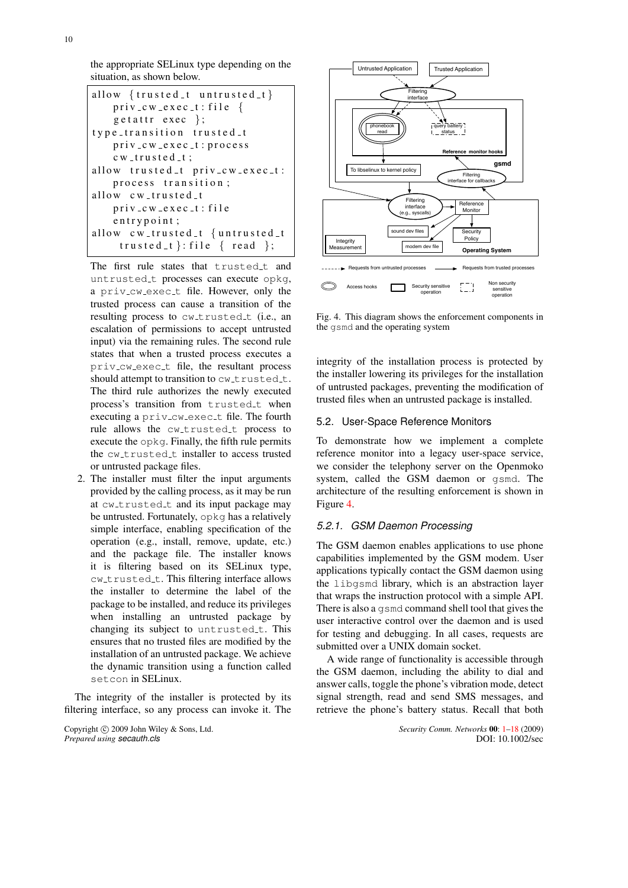the appropriate SELinux type depending on the situation, as shown below.

```
allow {trusted_t untrusted_t}
    priv_cw_exec_t:file {
    getattr exec };
type_transition trusted_t
    priv_cw_exec_t:process
    cw_trusted_t;
allow trusted_t priv_cw_exec_t:
    process transition;
allow cw_trusted_t
    priv_cw_exec_t:file
    entrypoint;
allow cw_trusted_t {untrusted_t
     trusted_t}:file { read };
```

The first rule states that `trusted_t` and `untrusted_t` processes can execute `opkg`, a `priv_cw_exec_t` file. However, only the trusted process can cause a transition of the resulting process to `cw_trusted_t` (i.e., an escalation of permissions to accept untrusted input) via the remaining rules. The second rule states that when a trusted process executes a `priv_cw_exec_t` file, the resultant process should attempt to transition to `cw_trusted_t`. The third rule authorizes the newly executed process's transition from `trusted_t` when executing a `priv_cw_exec_t` file. The fourth rule allows the `cw_trusted_t` process to execute the `opkg`. Finally, the fifth rule permits the `cw_trusted_t` installer to access trusted or untrusted package files.

2. The installer must filter the input arguments provided by the calling process, as it may be run at `cw_trusted_t` and its input package may be untrusted. Fortunately, `opkg` has a relatively simple interface, enabling specification of the operation (e.g., install, remove, update, etc.) and the package file. The installer knows it is filtering based on its SELinux type, `cw_trusted_t`. This filtering interface allows the installer to determine the label of the package to be installed, and reduce its privileges when installing an untrusted package by changing its subject to `untrusted_t`. This ensures that no trusted files are modified by the installation of an untrusted package. We achieve the dynamic transition using a function called `setcon` in SELinux.

The integrity of the installer is protected by its filtering interface, so any process can invoke it. The integrity of the installation process is protected by the installer lowering its privileges for the installation of untrusted packages, preventing the modification of trusted files when an untrusted package is installed.

Fig. 4. This diagram shows the enforcement components in the `gsmd` and the operating system

## 5.2. User-Space Reference Monitors

To demonstrate how we implement a complete reference monitor into a legacy user-space service, we consider the telephony server on the Openmoko system, called the GSM daemon or `gsmd`. The architecture of the resulting enforcement is shown in Figure 4.

### 5.2.1. GSM Daemon Processing

The GSM daemon enables applications to use phone capabilities implemented by the GSM modem. User applications typically contact the GSM daemon using the `libgsmd` library, which is an abstraction layer that wraps the instruction protocol with a simple API. There is also a `gsmd` command shell tool that gives the user interactive control over the daemon and is used for testing and debugging. In all cases, requests are submitted over a UNIX domain socket.

A wide range of functionality is accessible through the GSM daemon, including the ability to dial and answer calls, toggle the phone's vibration mode, detect signal strength, read and send SMS messages, and retrieve the phone's battery status. Recall that both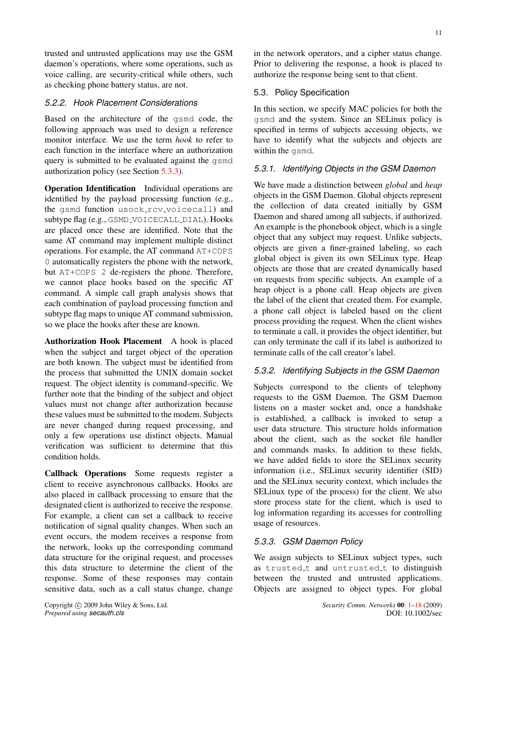trusted and untrusted applications may use the GSM daemon's operations, where some operations, such as voice calling, are security-critical while others, such as checking phone battery status, are not.

### 5.2.2. Hook Placement Considerations

Based on the architecture of the `gsmd` code, the following approach was used to design a reference monitor interface. We use the term *hook* to refer to each function in the interface where an authorization query is submitted to be evaluated against the `gsmd` authorization policy (see Section 5.3.3).

**Operation Identification** Individual operations are identified by the payload processing function (e.g., the `gsmd` function `usock_rcv_voicecall`) and subtype flag (e.g., `GSMD_VOICECALL_DIAL`). Hooks are placed once these are identified. Note that the same AT command may implement multiple distinct operations. For example, the AT command `AT+COPS 0` automatically registers the phone with the network, but `AT+COPS 2` de-registers the phone. Therefore, we cannot place hooks based on the specific AT command. A simple call graph analysis shows that each combination of payload processing function and subtype flag maps to unique AT command submission, so we place the hooks after these are known.

**Authorization Hook Placement** A hook is placed when the subject and target object of the operation are both known. The subject must be identified from the process that submitted the UNIX domain socket request. The object identity is command-specific. We further note that the binding of the subject and object values must not change after authorization because these values must be submitted to the modem. Subjects are never changed during request processing, and only a few operations use distinct objects. Manual verification was sufficient to determine that this condition holds.

**Callback Operations** Some requests register a client to receive asynchronous callbacks. Hooks are also placed in callback processing to ensure that the designated client is authorized to receive the response. For example, a client can set a callback to receive notification of signal quality changes. When such an event occurs, the modem receives a response from the network, looks up the corresponding command data structure for the original request, and processes this data structure to determine the client of the response. Some of these responses may contain sensitive data, such as a call status change, change in the network operators, and a cipher status change. Prior to delivering the response, a hook is placed to authorize the response being sent to that client.

## 5.3. Policy Specification

In this section, we specify MAC policies for both the `gsmd` and the system. Since an SELinux policy is specified in terms of subjects accessing objects, we have to identify what the subjects and objects are within the `gsmd`.

### 5.3.1. Identifying Objects in the GSM Daemon

We have made a distinction between *global* and *heap* objects in the GSM Daemon. Global objects represent the collection of data created initially by GSM Daemon and shared among all subjects, if authorized. An example is the phonebook object, which is a single object that any subject may request. Unlike subjects, objects are given a finer-grained labeling, so each global object is given its own SELinux type. Heap objects are those that are created dynamically based on requests from specific subjects. An example of a heap object is a phone call. Heap objects are given the label of the client that created them. For example, a phone call object is labeled based on the client process providing the request. When the client wishes to terminate a call, it provides the object identifier, but can only terminate the call if its label is authorized to terminate calls of the call creator's label.

### 5.3.2. Identifying Subjects in the GSM Daemon

Subjects correspond to the clients of telephony requests to the GSM Daemon. The GSM Daemon listens on a master socket and, once a handshake is established, a callback is invoked to setup a user data structure. This structure holds information about the client, such as the socket file handler and commands masks. In addition to these fields, we have added fields to store the SELinux security information (i.e., SELinux security identifier (SID) and the SELinux security context, which includes the SELinux type of the process) for the client. We also store process state for the client, which is used to log information regarding its accesses for controlling usage of resources.

### 5.3.3. GSM Daemon Policy

We assign subjects to SELinux subject types, such as `trusted_t` and `untrusted_t` to distinguish between the trusted and untrusted applications. Objects are assigned to object types. For global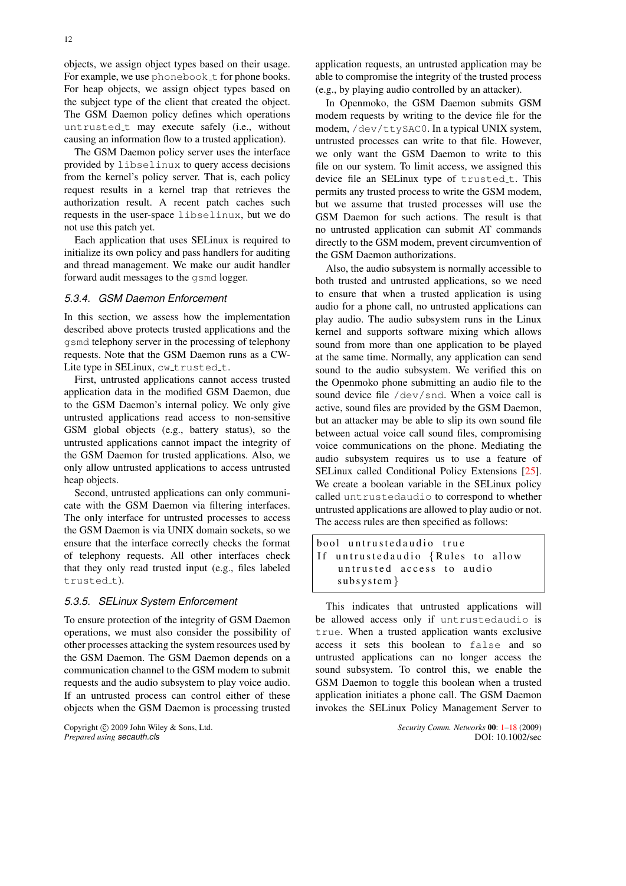objects, we assign object types based on their usage. For example, we use phonebook_t for phone books. For heap objects, we assign object types based on the subject type of the client that created the object. The GSM Daemon policy defines which operations untrusted_t may execute safely (i.e., without causing an information flow to a trusted application).

The GSM Daemon policy server uses the interface provided by libselinux to query access decisions from the kernel's policy server. That is, each policy request results in a kernel trap that retrieves the authorization result. A recent patch caches such requests in the user-space libselinux, but we do not use this patch yet.

Each application that uses SELinux is required to initialize its own policy and pass handlers for auditing and thread management. We make our audit handler forward audit messages to the gsmd logger.

### 5.3.4. GSM Daemon Enforcement

In this section, we assess how the implementation described above protects trusted applications and the gsmd telephony server in the processing of telephony requests. Note that the GSM Daemon runs as a CW-Lite type in SELinux, cw_trusted_t.

First, untrusted applications cannot access trusted application data in the modified GSM Daemon, due to the GSM Daemon's internal policy. We only give untrusted applications read access to non-sensitive GSM global objects (e.g., battery status), so the untrusted applications cannot impact the integrity of the GSM Daemon for trusted applications. Also, we only allow untrusted applications to access untrusted heap objects.

Second, untrusted applications can only communicate with the GSM Daemon via filtering interfaces. The only interface for untrusted processes to access the GSM Daemon is via UNIX domain sockets, so we ensure that the interface correctly checks the format of telephony requests. All other interfaces check that they only read trusted input (e.g., files labeled trusted_t).

### 5.3.5. SELinux System Enforcement

To ensure protection of the integrity of GSM Daemon operations, we must also consider the possibility of other processes attacking the system resources used by the GSM Daemon. The GSM Daemon depends on a communication channel to the GSM modem to submit requests and the audio subsystem to play voice audio. If an untrusted process can control either of these objects when the GSM Daemon is processing trusted application requests, an untrusted application may be able to compromise the integrity of the trusted process (e.g., by playing audio controlled by an attacker).

In Openmoko, the GSM Daemon submits GSM modem requests by writing to the device file for the modem, /dev/ttySAC0. In a typical UNIX system, untrusted processes can write to that file. However, we only want the GSM Daemon to write to this file on our system. To limit access, we assigned this device file an SELinux type of trusted_t. This permits any trusted process to write the GSM modem, but we assume that trusted processes will use the GSM Daemon for such actions. The result is that no untrusted application can submit AT commands directly to the GSM modem, prevent circumvention of the GSM Daemon authorizations.

Also, the audio subsystem is normally accessible to both trusted and untrusted applications, so we need to ensure that when a trusted application is using audio for a phone call, no untrusted applications can play audio. The audio subsystem runs in the Linux kernel and supports software mixing which allows sound from more than one application to be played at the same time. Normally, any application can send sound to the audio subsystem. We verified this on the Openmoko phone submitting an audio file to the sound device file /dev/snd. When a voice call is active, sound files are provided by the GSM Daemon, but an attacker may be able to slip its own sound file between actual voice call sound files, compromising voice communications on the phone. Mediating the audio subsystem requires us to use a feature of SELinux called Conditional Policy Extensions [25]. We create a boolean variable in the SELinux policy called untrustedaudio to correspond to whether untrusted applications are allowed to play audio or not. The access rules are then specified as follows:

```
bool untrustedaudio true
If untrustedaudio {Rules to allow
    untrusted access to audio
    subsystem}
```

This indicates that untrusted applications will be allowed access only if untrustedaudio is true. When a trusted application wants exclusive access it sets this boolean to false and so untrusted applications can no longer access the sound subsystem. To control this, we enable the GSM Daemon to toggle this boolean when a trusted application initiates a phone call. The GSM Daemon invokes the SELinux Policy Management Server to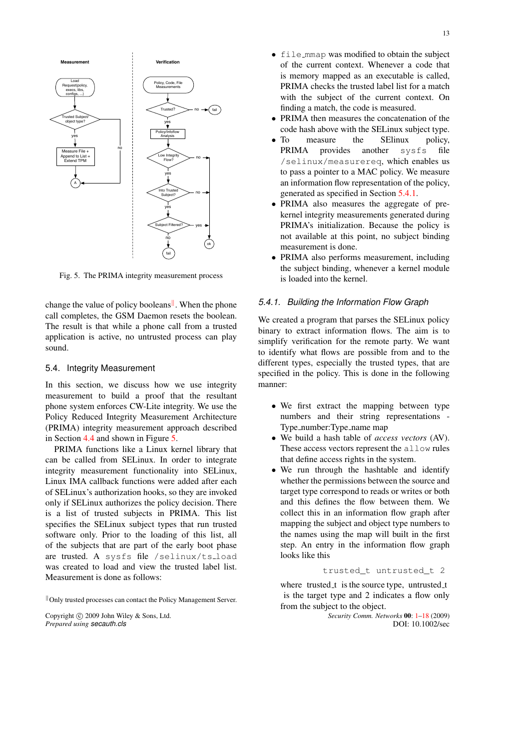Fig. 5. The PRIMA integrity measurement process

change the value of policy booleans[‖]. When the phone call completes, the GSM Daemon resets the boolean. The result is that while a phone call from a trusted application is active, no untrusted process can play sound.

## 5.4. Integrity Measurement

In this section, we discuss how we use integrity measurement to build a proof that the resultant phone system enforces CW-Lite integrity. We use the Policy Reduced Integrity Measurement Architecture (PRIMA) integrity measurement approach described in Section 4.4 and shown in Figure 5.

PRIMA functions like a Linux kernel library that can be called from SELinux. In order to integrate integrity measurement functionality into SELinux, Linux IMA callback functions were added after each of SELinux's authorization hooks, so they are invoked only if SELinux authorizes the policy decision. There is a list of trusted subjects in PRIMA. This list specifies the SELinux subject types that run trusted software only. Prior to the loading of this list, all of the subjects that are part of the early boot phase are trusted. A `sysfs` file `/selinux/ts_load` was created to load and view the trusted label list. Measurement is done as follows:

- `file_mmap` was modified to obtain the subject of the current context. Whenever a code that is memory mapped as an executable is called, PRIMA checks the trusted label list for a match with the subject of the current context. On finding a match, the code is measured.
- PRIMA then measures the concatenation of the code hash above with the SELinux subject type.
- To measure the SElinux policy, PRIMA provides another `sysfs` file `/selinux/measurereq`, which enables us to pass a pointer to a MAC policy. We measure an information flow representation of the policy, generated as specified in Section 5.4.1.
- PRIMA also measures the aggregate of pre-kernel integrity measurements generated during PRIMA's initialization. Because the policy is not available at this point, no subject binding measurement is done.
- PRIMA also performs measurement, including the subject binding, whenever a kernel module is loaded into the kernel.

### 5.4.1. Building the Information Flow Graph

We created a program that parses the SELinux policy binary to extract information flows. The aim is to simplify verification for the remote party. We want to identify what flows are possible from and to the different types, especially the trusted types, that are specified in the policy. This is done in the following manner:

- We first extract the mapping between type numbers and their string representations - Type_number:Type_name map
- We build a hash table of *access vectors* (AV). These access vectors represent the `allow` rules that define access rights in the system.
- We run through the hashtable and identify whether the permissions between the source and target type correspond to reads or writes or both and this defines the flow between them. We collect this in an information flow graph after mapping the subject and object type numbers to the names using the map will built in the first step. An entry in the information flow graph looks like this

```
trusted_t untrusted_t 2
```

where trusted_t is the source type, untrusted_t is the target type and 2 indicates a flow only from the subject to the object.

[‖]Only trusted processes can contact the Policy Management Server.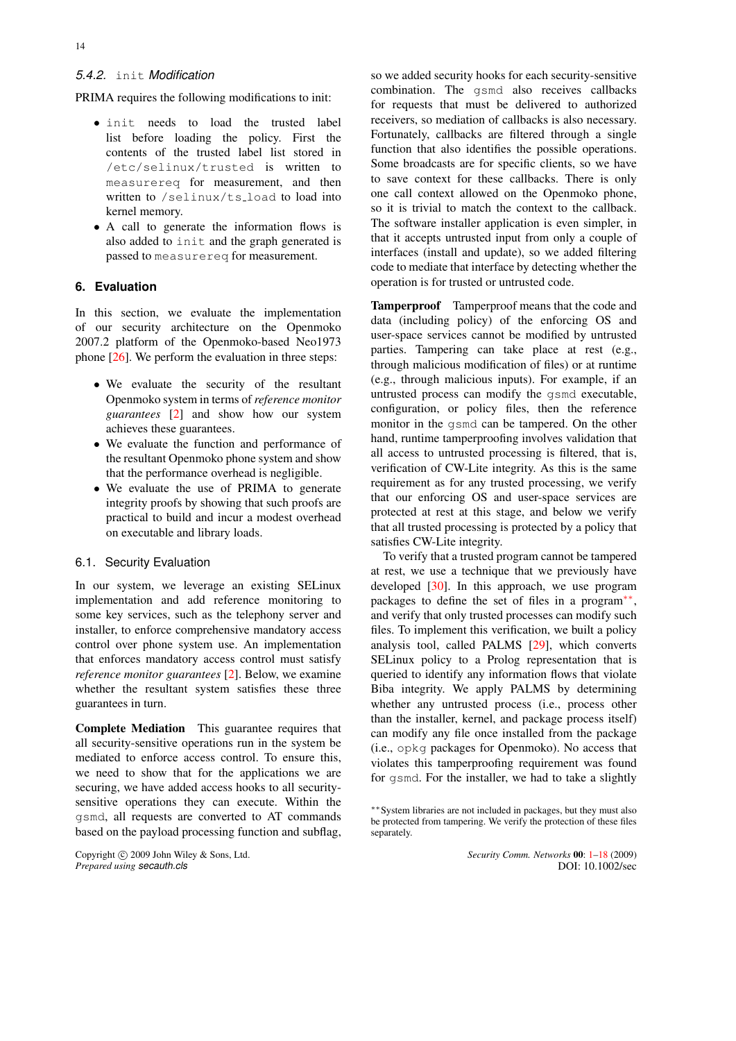#### 5.4.2. `init` Modification

PRIMA requires the following modifications to init:

- `init` needs to load the trusted label list before loading the policy. First the contents of the trusted label list stored in `/etc/selinux/trusted` is written to `measurereq` for measurement, and then written to `/selinux/ts_load` to load into kernel memory.
- A call to generate the information flows is also added to `init` and the graph generated is passed to `measurereq` for measurement.

## 6. Evaluation

In this section, we evaluate the implementation of our security architecture on the Openmoko 2007.2 platform of the Openmoko-based Neo1973 phone [26]. We perform the evaluation in three steps:

- We evaluate the security of the resultant Openmoko system in terms of *reference monitor guarantees* [2] and show how our system achieves these guarantees.
- We evaluate the function and performance of the resultant Openmoko phone system and show that the performance overhead is negligible.
- We evaluate the use of PRIMA to generate integrity proofs by showing that such proofs are practical to build and incur a modest overhead on executable and library loads.

### 6.1. Security Evaluation

In our system, we leverage an existing SELinux implementation and add reference monitoring to some key services, such as the telephony server and installer, to enforce comprehensive mandatory access control over phone system use. An implementation that enforces mandatory access control must satisfy *reference monitor guarantees* [2]. Below, we examine whether the resultant system satisfies these three guarantees in turn.

**Complete Mediation** This guarantee requires that all security-sensitive operations run in the system be mediated to enforce access control. To ensure this, we need to show that for the applications we are securing, we have added access hooks to all security-sensitive operations they can execute. Within the `gsmd`, all requests are converted to AT commands based on the payload processing function and subflag, so we added security hooks for each security-sensitive combination. The `gsmd` also receives callbacks for requests that must be delivered to authorized receivers, so mediation of callbacks is also necessary. Fortunately, callbacks are filtered through a single function that also identifies the possible operations. Some broadcasts are for specific clients, so we have to save context for these callbacks. There is only one call context allowed on the Openmoko phone, so it is trivial to match the context to the callback. The software installer application is even simpler, in that it accepts untrusted input from only a couple of interfaces (install and update), so we added filtering code to mediate that interface by detecting whether the operation is for trusted or untrusted code.

**Tamperproof** Tamperproof means that the code and data (including policy) of the enforcing OS and user-space services cannot be modified by untrusted parties. Tampering can take place at rest (e.g., through malicious modification of files) or at runtime (e.g., through malicious inputs). For example, if an untrusted process can modify the `gsmd` executable, configuration, or policy files, then the reference monitor in the `gsmd` can be tampered. On the other hand, runtime tamperproofing involves validation that all access to untrusted processing is filtered, that is, verification of CW-Lite integrity. As this is the same requirement as for any trusted processing, we verify that our enforcing OS and user-space services are protected at rest at this stage, and below we verify that all trusted processing is protected by a policy that satisfies CW-Lite integrity.

To verify that a trusted program cannot be tampered at rest, we use a technique that we previously have developed [30]. In this approach, we use program packages to define the set of files in a program[**], and verify that only trusted processes can modify such files. To implement this verification, we built a policy analysis tool, called PALMS [29], which converts SELinux policy to a Prolog representation that is queried to identify any information flows that violate Biba integrity. We apply PALMS by determining whether any untrusted process (i.e., process other than the installer, kernel, and package process itself) can modify any file once installed from the package (i.e., `opkg` packages for Openmoko). No access that violates this tamperproofing requirement was found for `gsmd`. For the installer, we had to take a slightly

[**] System libraries are not included in packages, but they must also be protected from tampering. We verify the protection of these files separately.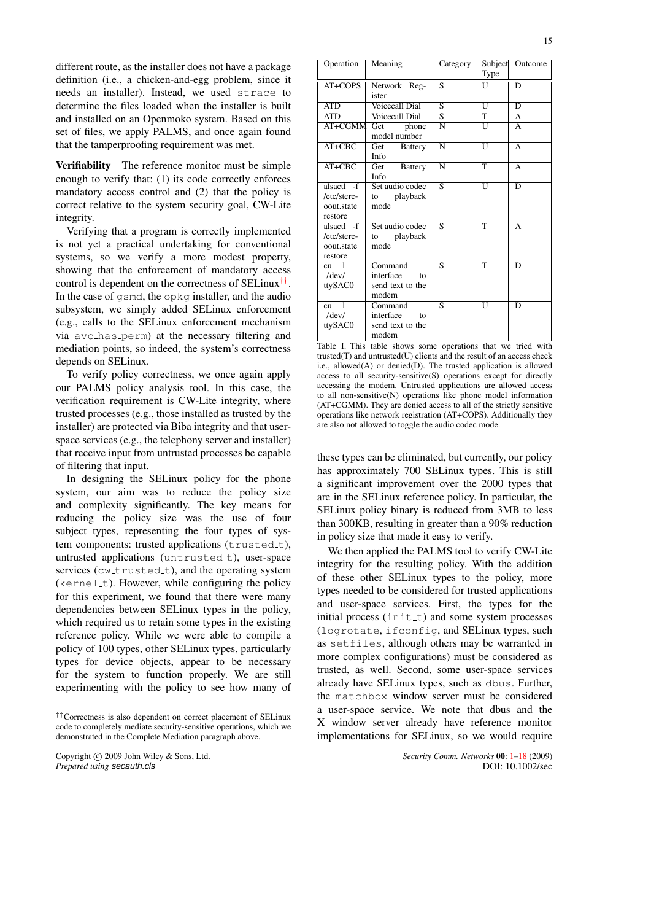different route, as the installer does not have a package definition (i.e., a chicken-and-egg problem, since it needs an installer). Instead, we used `strace` to determine the files loaded when the installer is built and installed on an Openmoko system. Based on this set of files, we apply PALMS, and once again found that the tamperproofing requirement was met.

**Verifiability** The reference monitor must be simple enough to verify that: (1) its code correctly enforces mandatory access control and (2) that the policy is correct relative to the system security goal, CW-Lite integrity.

Verifying that a program is correctly implemented is not yet a practical undertaking for conventional systems, so we verify a more modest property, showing that the enforcement of mandatory access control is dependent on the correctness of SELinux[††]. In the case of `gsmd`, the `opkg` installer, and the audio subsystem, we simply added SELinux enforcement (e.g., calls to the SELinux enforcement mechanism via `avc_has_perm`) at the necessary filtering and mediation points, so indeed, the system's correctness depends on SELinux.

To verify policy correctness, we once again apply our PALMS policy analysis tool. In this case, the verification requirement is CW-Lite integrity, where trusted processes (e.g., those installed as trusted by the installer) are protected via Biba integrity and that user-space services (e.g., the telephony server and installer) that receive input from untrusted processes be capable of filtering that input.

In designing the SELinux policy for the phone system, our aim was to reduce the policy size and complexity significantly. The key means for reducing the policy size was the use of four subject types, representing the four types of system components: trusted applications (`trusted_t`), untrusted applications (`untrusted_t`), user-space services (`cw_trusted_t`), and the operating system (`kernel_t`). However, while configuring the policy for this experiment, we found that there were many dependencies between SELinux types in the policy, which required us to retain some types in the existing reference policy. While we were able to compile a policy of 100 types, other SELinux types, particularly types for device objects, appear to be necessary for the system to function properly. We are still experimenting with the policy to see how many of these types can be eliminated, but currently, our policy has approximately 700 SELinux types. This is still a significant improvement over the 2000 types that are in the SELinux reference policy. In particular, the SELinux policy binary is reduced from 3MB to less than 300KB, resulting in greater than a 90% reduction in policy size that made it easy to verify.

[††]Correctness is also dependent on correct placement of SELinux code to completely mediate security-sensitive operations, which we demonstrated in the Complete Mediation paragraph above.

| Operation | Meaning | Category | Subject Type | Outcome |
|---|---|---|---|---|
| AT+COPS | Network Register | S | U | D |
| ATD | Voicecall Dial | S | U | D |
| ATD | Voicecall Dial | S | T | A |
| AT+CGMM | Get phone model number | N | U | A |
| AT+CBC | Get Battery Info | N | U | A |
| AT+CBC | Get Battery Info | N | T | A |
| alsactl -f /etc/stereoout.state restore | Set audio codec to playback mode | S | U | D |
| alsactl -f /etc/stereoout.state restore | Set audio codec to playback mode | S | T | A |
| cu −l /dev/ttySAC0 | Command interface to send text to the modem | S | T | D |
| cu −l /dev/ttySAC0 | Command interface to send text to the modem | S | U | D |

Table I. This table shows some operations that we tried with trusted(T) and untrusted(U) clients and the result of an access check i.e., allowed(A) or denied(D). The trusted application is allowed access to all security-sensitive(S) operations except for directly accessing the modem. Untrusted applications are allowed access to all non-sensitive(N) operations like phone model information (AT+CGMM). They are denied access to all of the strictly sensitive operations like network registration (AT+COPS). Additionally they are also not allowed to toggle the audio codec mode.

We then applied the PALMS tool to verify CW-Lite integrity for the resulting policy. With the addition of these other SELinux types to the policy, more types needed to be considered for trusted applications and user-space services. First, the types for the initial process (`init_t`) and some system processes (`logrotate`, `ifconfig`, and SELinux types, such as `setfiles`, although others may be warranted in more complex configurations) must be considered as trusted, as well. Second, some user-space services already have SELinux types, such as `dbus`. Further, the `matchbox` window server must be considered a user-space service. We note that dbus and the X window server already have reference monitor implementations for SELinux, so we would require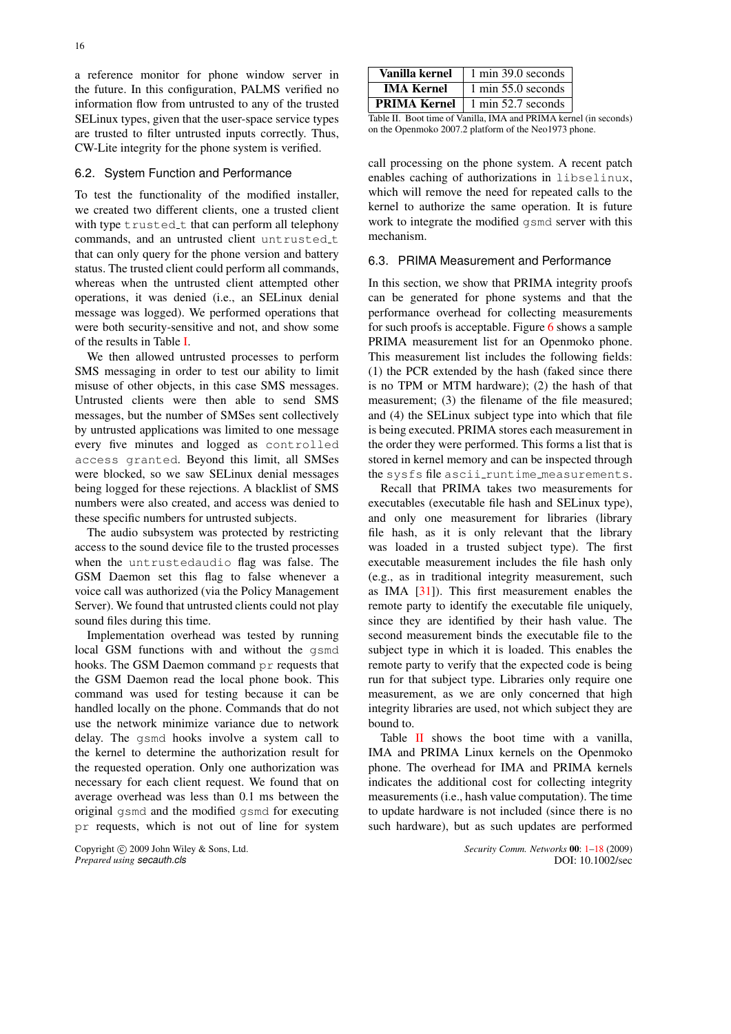a reference monitor for phone window server in the future. In this configuration, PALMS verified no information flow from untrusted to any of the trusted SELinux types, given that the user-space service types are trusted to filter untrusted inputs correctly. Thus, CW-Lite integrity for the phone system is verified.

### 6.2. System Function and Performance

To test the functionality of the modified installer, we created two different clients, one a trusted client with type `trusted_t` that can perform all telephony commands, and an untrusted client `untrusted_t` that can only query for the phone version and battery status. The trusted client could perform all commands, whereas when the untrusted client attempted other operations, it was denied (i.e., an SELinux denial message was logged). We performed operations that were both security-sensitive and not, and show some of the results in Table I.

We then allowed untrusted processes to perform SMS messaging in order to test our ability to limit misuse of other objects, in this case SMS messages. Untrusted clients were then able to send SMS messages, but the number of SMSes sent collectively by untrusted applications was limited to one message every five minutes and logged as `controlled access granted`. Beyond this limit, all SMSes were blocked, so we saw SELinux denial messages being logged for these rejections. A blacklist of SMS numbers were also created, and access was denied to these specific numbers for untrusted subjects.

The audio subsystem was protected by restricting access to the sound device file to the trusted processes when the `untrustedaudio` flag was false. The GSM Daemon set this flag to false whenever a voice call was authorized (via the Policy Management Server). We found that untrusted clients could not play sound files during this time.

Implementation overhead was tested by running local GSM functions with and without the `gsmd` hooks. The GSM Daemon command `pr` requests that the GSM Daemon read the local phone book. This command was used for testing because it can be handled locally on the phone. Commands that do not use the network minimize variance due to network delay. The `gsmd` hooks involve a system call to the kernel to determine the authorization result for the requested operation. Only one authorization was necessary for each client request. We found that on average overhead was less than 0.1 ms between the original `gsmd` and the modified `gsmd` for executing `pr` requests, which is not out of line for system call processing on the phone system. A recent patch enables caching of authorizations in `libselinux`, which will remove the need for repeated calls to the kernel to authorize the same operation. It is future work to integrate the modified `gsmd` server with this mechanism.

| | |
|---|---|
| **Vanilla kernel** | 1 min 39.0 seconds |
| **IMA Kernel** | 1 min 55.0 seconds |
| **PRIMA Kernel** | 1 min 52.7 seconds |

Table II. Boot time of Vanilla, IMA and PRIMA kernel (in seconds) on the Openmoko 2007.2 platform of the Neo1973 phone.

### 6.3. PRIMA Measurement and Performance

In this section, we show that PRIMA integrity proofs can be generated for phone systems and that the performance overhead for collecting measurements for such proofs is acceptable. Figure 6 shows a sample PRIMA measurement list for an Openmoko phone. This measurement list includes the following fields: (1) the PCR extended by the hash (faked since there is no TPM or MTM hardware); (2) the hash of that measurement; (3) the filename of the file measured; and (4) the SELinux subject type into which that file is being executed. PRIMA stores each measurement in the order they were performed. This forms a list that is stored in kernel memory and can be inspected through the `sysfs` file `ascii_runtime_measurements`.

Recall that PRIMA takes two measurements for executables (executable file hash and SELinux type), and only one measurement for libraries (library file hash, as it is only relevant that the library was loaded in a trusted subject type). The first executable measurement includes the file hash only (e.g., as in traditional integrity measurement, such as IMA [31]). This first measurement enables the remote party to identify the executable file uniquely, since they are identified by their hash value. The second measurement binds the executable file to the subject type in which it is loaded. This enables the remote party to verify that the expected code is being run for that subject type. Libraries only require one measurement, as we are only concerned that high integrity libraries are used, not which subject they are bound to.

Table II shows the boot time with a vanilla, IMA and PRIMA Linux kernels on the Openmoko phone. The overhead for IMA and PRIMA kernels indicates the additional cost for collecting integrity measurements (i.e., hash value computation). The time to update hardware is not included (since there is no such hardware), but as such updates are performed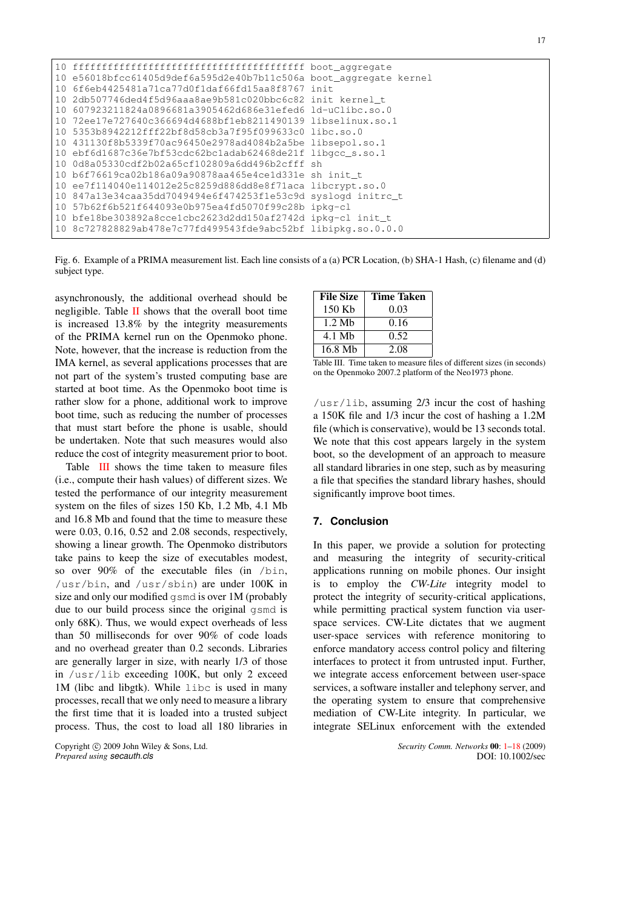```
10 ffffffffffffffffffffffffffffffffffffffff boot_aggregate
10 e56018bfcc61405d9def6a595d2e40b7b11c506a boot_aggregate kernel
10 6f6eb4425481a71ca77d0f1daf66fd15aa8f8767 init
10 2db507746ded4f5d96aaa8ae9b581c020bbc6c82 init kernel_t
10 607923211824a0896681a3905462d686e31efed6 ld-uClibc.so.0
10 72ee17e727640c366694d4688bf1eb8211490139 libselinux.so.1
10 5353b8942212fff22bf8d58cb3a7f95f099633c0 libc.so.0
10 431130f8b5339f70ac96450e2978ad4084b2a5be libsepol.so.1
10 ebf6d1687c36e7bf53cdc62bc1adab62468de21f libgcc_s.so.1
10 0d8a05330cdf2b02a65cf102809a6dd496b2cfff sh
10 b6f76619ca02b186a09a90878aa465e4ce1d331e sh init_t
10 ee7f114040e114012e25c8259d886dd8e8f71aca libcrypt.so.0
10 847a13e34caa35dd7049494e6f474253f1e53c9d syslogd initrc_t
10 57b62f6b521f644093e0b975ea4fd5070f99c28b ipkg-cl
10 bfe18be303892a8cce1cbc2623d2dd150af2742d ipkg-cl init_t
10 8c727828829ab478e7c77fd499543fde9abc52bf libipkg.so.0.0.0
```

Fig. 6. Example of a PRIMA measurement list. Each line consists of a (a) PCR Location, (b) SHA-1 Hash, (c) filename and (d) subject type.

asynchronously, the additional overhead should be negligible. Table II shows that the overall boot time is increased 13.8% by the integrity measurements of the PRIMA kernel run on the Openmoko phone. Note, however, that the increase is reduction from the IMA kernel, as several applications processes that are not part of the system's trusted computing base are started at boot time. As the Openmoko boot time is rather slow for a phone, additional work to improve boot time, such as reducing the number of processes that must start before the phone is usable, should be undertaken. Note that such measures would also reduce the cost of integrity measurement prior to boot.

Table III shows the time taken to measure files (i.e., compute their hash values) of different sizes. We tested the performance of our integrity measurement system on the files of sizes 150 Kb, 1.2 Mb, 4.1 Mb and 16.8 Mb and found that the time to measure these were 0.03, 0.16, 0.52 and 2.08 seconds, respectively, showing a linear growth. The Openmoko distributors take pains to keep the size of executables modest, so over 90% of the executable files (in `/bin`, `/usr/bin`, and `/usr/sbin`) are under 100K in size and only our modified `gsmd` is over 1M (probably due to our build process since the original `gsmd` is only 68K). Thus, we would expect overheads of less than 50 milliseconds for over 90% of code loads and no overhead greater than 0.2 seconds. Libraries are generally larger in size, with nearly 1/3 of those in `/usr/lib` exceeding 100K, but only 2 exceed 1M (libc and libgtk). While `libc` is used in many processes, recall that we only need to measure a library the first time that it is loaded into a trusted subject process. Thus, the cost to load all 180 libraries in `/usr/lib`, assuming 2/3 incur the cost of hashing a 150K file and 1/3 incur the cost of hashing a 1.2M file (which is conservative), would be 13 seconds total. We note that this cost appears largely in the system boot, so the development of an approach to measure all standard libraries in one step, such as by measuring a file that specifies the standard library hashes, should significantly improve boot times.

| File Size | Time Taken |
|---|---|
| 150 Kb | 0.03 |
| 1.2 Mb | 0.16 |
| 4.1 Mb | 0.52 |
| 16.8 Mb | 2.08 |

Table III. Time taken to measure files of different sizes (in seconds) on the Openmoko 2007.2 platform of the Neo1973 phone.

## 7. Conclusion

In this paper, we provide a solution for protecting and measuring the integrity of security-critical applications running on mobile phones. Our insight is to employ the *CW-Lite* integrity model to protect the integrity of security-critical applications, while permitting practical system function via user-space services. CW-Lite dictates that we augment user-space services with reference monitoring to enforce mandatory access control policy and filtering interfaces to protect it from untrusted input. Further, we integrate access enforcement between user-space services, a software installer and telephony server, and the operating system to ensure that comprehensive mediation of CW-Lite integrity. In particular, we integrate SELinux enforcement with the extended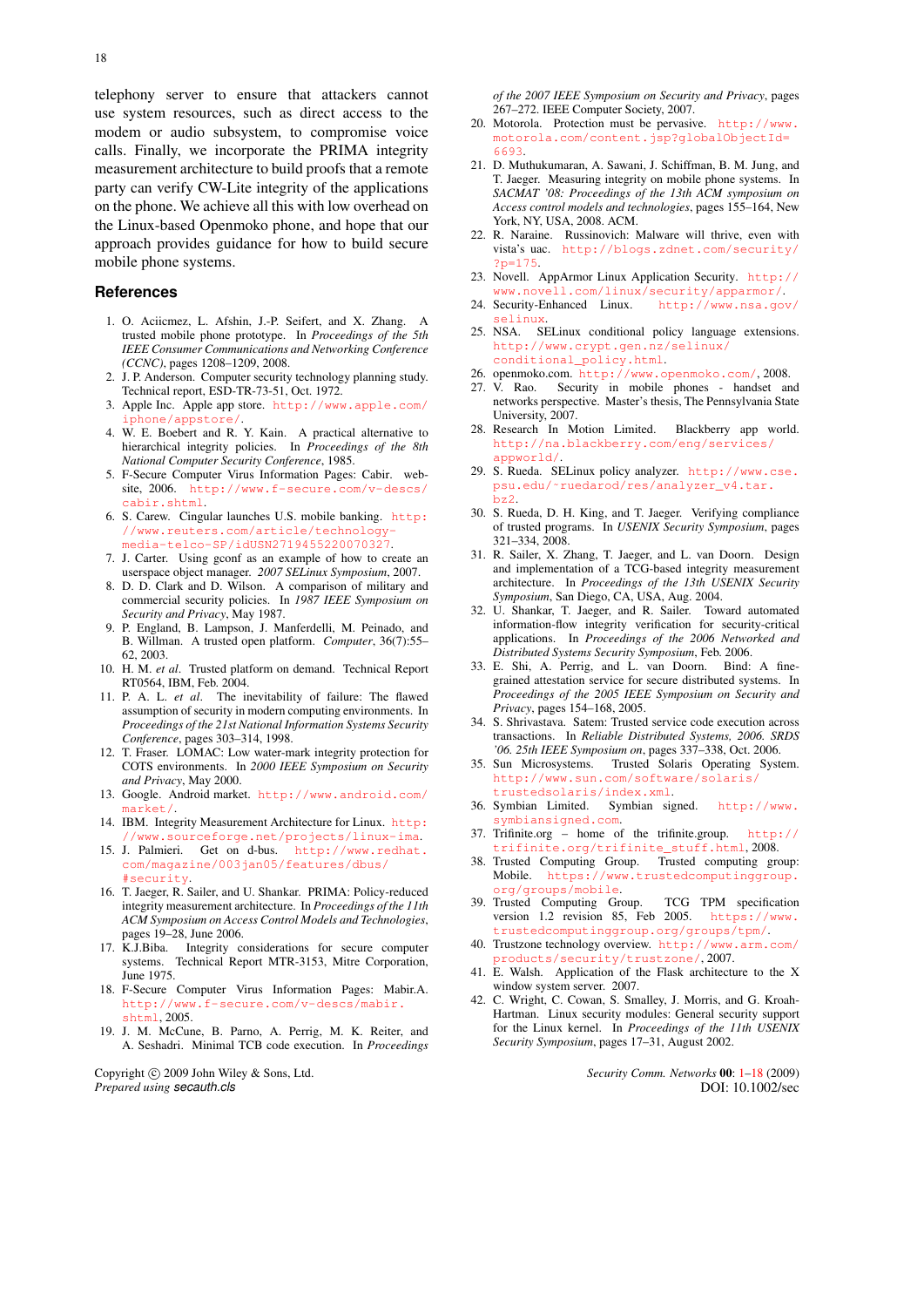telephony server to ensure that attackers cannot use system resources, such as direct access to the modem or audio subsystem, to compromise voice calls. Finally, we incorporate the PRIMA integrity measurement architecture to build proofs that a remote party can verify CW-Lite integrity of the applications on the phone. We achieve all this with low overhead on the Linux-based Openmoko phone, and hope that our approach provides guidance for how to build secure mobile phone systems.

## References

1. O. Aciicmez, L. Afshin, J.-P. Seifert, and X. Zhang. A trusted mobile phone prototype. In *Proceedings of the 5th IEEE Consumer Communications and Networking Conference (CCNC)*, pages 1208–1209, 2008.
2. J. P. Anderson. Computer security technology planning study. Technical report, ESD-TR-73-51, Oct. 1972.
3. Apple Inc. Apple app store. http://www.apple.com/iphone/appstore/.
4. W. E. Boebert and R. Y. Kain. A practical alternative to hierarchical integrity policies. In *Proceedings of the 8th National Computer Security Conference*, 1985.
5. F-Secure Computer Virus Information Pages: Cabir. website, 2006. http://www.f-secure.com/v-descs/cabir.shtml.
6. S. Carew. Cingular launches U.S. mobile banking. http://www.reuters.com/article/technology-media-telco-SP/idUSN2719455220070327.
7. J. Carter. Using gconf as an example of how to create an userspace object manager. *2007 SELinux Symposium*, 2007.
8. D. D. Clark and D. Wilson. A comparison of military and commercial security policies. In *1987 IEEE Symposium on Security and Privacy*, May 1987.
9. P. England, B. Lampson, J. Manferdelli, M. Peinado, and B. Willman. A trusted open platform. *Computer*, 36(7):55–62, 2003.
10. H. M. *et al*. Trusted platform on demand. Technical Report RT0564, IBM, Feb. 2004.
11. P. A. L. *et al*. The inevitability of failure: The flawed assumption of security in modern computing environments. In *Proceedings of the 21st National Information Systems Security Conference*, pages 303–314, 1998.
12. T. Fraser. LOMAC: Low water-mark integrity protection for COTS environments. In *2000 IEEE Symposium on Security and Privacy*, May 2000.
13. Google. Android market. http://www.android.com/market/.
14. IBM. Integrity Measurement Architecture for Linux. http://www.sourceforge.net/projects/linux-ima.
15. J. Palmieri. Get on d-bus. http://www.redhat.com/magazine/003jan05/features/dbus/#security.
16. T. Jaeger, R. Sailer, and U. Shankar. PRIMA: Policy-reduced integrity measurement architecture. In *Proceedings of the 11th ACM Symposium on Access Control Models and Technologies*, pages 19–28, June 2006.
17. K.J.Biba. Integrity considerations for secure computer systems. Technical Report MTR-3153, Mitre Corporation, June 1975.
18. F-Secure Computer Virus Information Pages: Mabir.A. http://www.f-secure.com/v-descs/mabir.shtml, 2005.
19. J. M. McCune, B. Parno, A. Perrig, M. K. Reiter, and A. Seshadri. Minimal TCB code execution. In *Proceedings of the 2007 IEEE Symposium on Security and Privacy*, pages 267–272. IEEE Computer Society, 2007.
20. Motorola. Protection must be pervasive. http://www.motorola.com/content.jsp?globalObjectId=6693.
21. D. Muthukumaran, A. Sawani, J. Schiffman, B. M. Jung, and T. Jaeger. Measuring integrity on mobile phone systems. In *SACMAT '08: Proceedings of the 13th ACM symposium on Access control models and technologies*, pages 155–164, New York, NY, USA, 2008. ACM.
22. R. Naraine. Russinovich: Malware will thrive, even with vista's uac. http://blogs.zdnet.com/security/?p=175.
23. Novell. AppArmor Linux Application Security. http://www.novell.com/linux/security/apparmor/.
24. Security-Enhanced Linux. http://www.nsa.gov/selinux.
25. NSA. SELinux conditional policy language extensions. http://www.crypt.gen.nz/selinux/conditional_policy.html.
26. openmoko.com. http://www.openmoko.com/, 2008.
27. V. Rao. Security in mobile phones - handset and networks perspective. Master's thesis, The Pennsylvania State University, 2007.
28. Research In Motion Limited. Blackberry app world. http://na.blackberry.com/eng/services/appworld/.
29. S. Rueda. SELinux policy analyzer. http://www.cse.psu.edu/~ruedarod/res/analyzer_v4.tar.bz2.
30. S. Rueda, D. H. King, and T. Jaeger. Verifying compliance of trusted programs. In *USENIX Security Symposium*, pages 321–334, 2008.
31. R. Sailer, X. Zhang, T. Jaeger, and L. van Doorn. Design and implementation of a TCG-based integrity measurement architecture. In *Proceedings of the 13th USENIX Security Symposium*, San Diego, CA, USA, Aug. 2004.
32. U. Shankar, T. Jaeger, and R. Sailer. Toward automated information-flow integrity verification for security-critical applications. In *Proceedings of the 2006 Networked and Distributed Systems Security Symposium*, Feb. 2006.
33. E. Shi, A. Perrig, and L. van Doorn. Bind: A fine-grained attestation service for secure distributed systems. In *Proceedings of the 2005 IEEE Symposium on Security and Privacy*, pages 154–168, 2005.
34. S. Shrivastava. Satem: Trusted service code execution across transactions. In *Reliable Distributed Systems, 2006. SRDS '06. 25th IEEE Symposium on*, pages 337–338, Oct. 2006.
35. Sun Microsystems. Trusted Solaris Operating System. http://www.sun.com/software/solaris/trustedsolaris/index.xml.
36. Symbian Limited. Symbian signed. http://www.symbiansigned.com.
37. Trifinite.org – home of the trifinite.group. http://trifinite.org/trifinite_stuff.html, 2008.
38. Trusted Computing Group. Trusted computing group: Mobile. https://www.trustedcomputinggroup.org/groups/mobile.
39. Trusted Computing Group. TCG TPM specification version 1.2 revision 85, Feb 2005. https://www.trustedcomputinggroup.org/groups/tpm/.
40. Trustzone technology overview. http://www.arm.com/products/security/trustzone/, 2007.
41. E. Walsh. Application of the Flask architecture to the X window system server. 2007.
42. C. Wright, C. Cowan, S. Smalley, J. Morris, and G. Kroah-Hartman. Linux security modules: General security support for the Linux kernel. In *Proceedings of the 11th USENIX Security Symposium*, pages 17–31, August 2002.